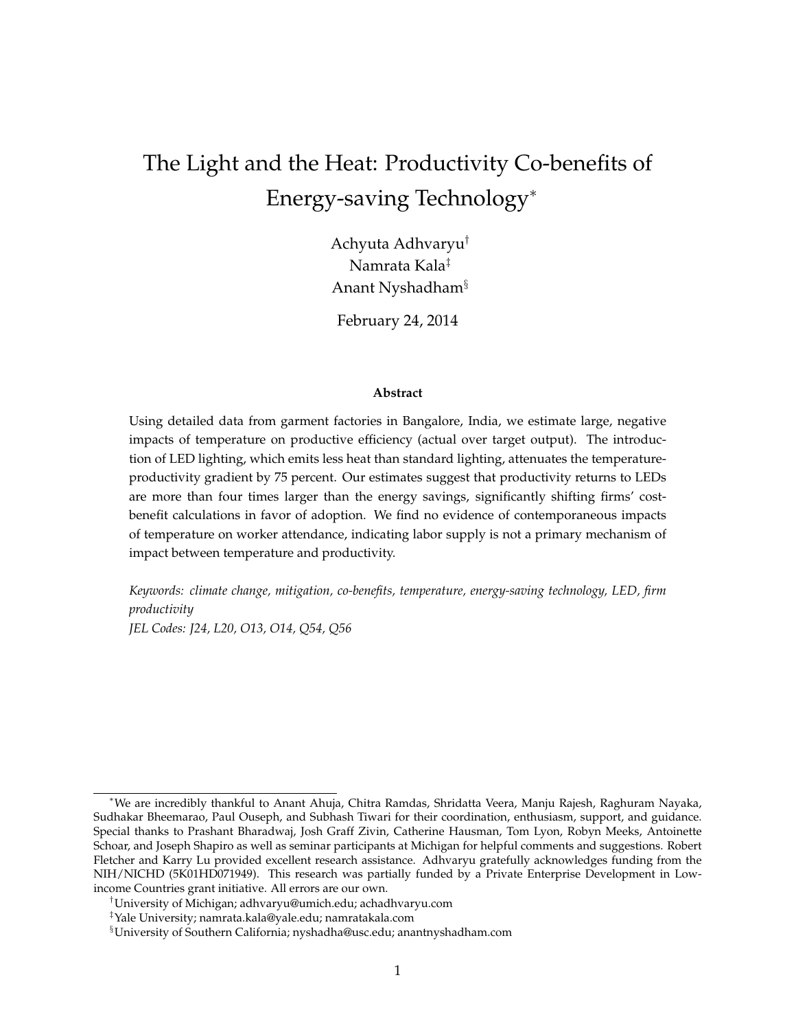# The Light and the Heat: Productivity Co-benefits of Energy-saving Technology[*]

Achyuta Adhvaryu[†]
Namrata Kala[‡]
Anant Nyshadham[§]

February 24, 2014

### Abstract

Using detailed data from garment factories in Bangalore, India, we estimate large, negative impacts of temperature on productive efficiency (actual over target output). The introduction of LED lighting, which emits less heat than standard lighting, attenuates the temperature-productivity gradient by 75 percent. Our estimates suggest that productivity returns to LEDs are more than four times larger than the energy savings, significantly shifting firms' cost-benefit calculations in favor of adoption. We find no evidence of contemporaneous impacts of temperature on worker attendance, indicating labor supply is not a primary mechanism of impact between temperature and productivity.

*Keywords: climate change, mitigation, co-benefits, temperature, energy-saving technology, LED, firm productivity*
*JEL Codes: J24, L20, O13, O14, Q54, Q56*

---

[*] We are incredibly thankful to Anant Ahuja, Chitra Ramdas, Shridatta Veera, Manju Rajesh, Raghuram Nayaka, Sudhakar Bheemarao, Paul Ouseph, and Subhash Tiwari for their coordination, enthusiasm, support, and guidance. Special thanks to Prashant Bharadwaj, Josh Graff Zivin, Catherine Hausman, Tom Lyon, Robyn Meeks, Antoinette Schoar, and Joseph Shapiro as well as seminar participants at Michigan for helpful comments and suggestions. Robert Fletcher and Karry Lu provided excellent research assistance. Adhvaryu gratefully acknowledges funding from the NIH/NICHD (5K01HD071949). This research was partially funded by a Private Enterprise Development in Low-income Countries grant initiative. All errors are our own.

[†] University of Michigan; adhvaryu@umich.edu; achadhvaryu.com

[‡] Yale University; namrata.kala@yale.edu; namratakala.com

[§] University of Southern California; nyshadha@usc.edu; anantnyshadham.com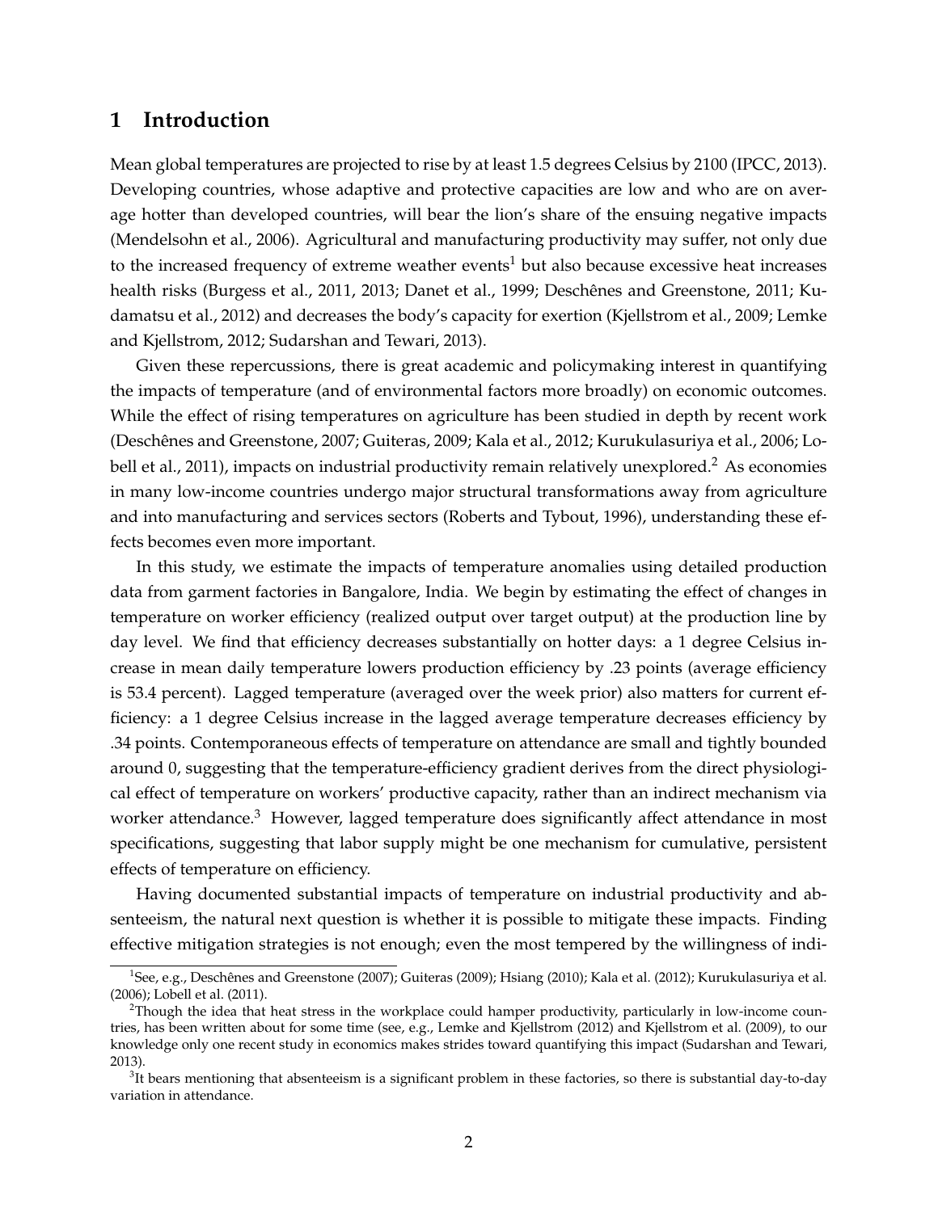## 1 Introduction

Mean global temperatures are projected to rise by at least 1.5 degrees Celsius by 2100 (IPCC, 2013). Developing countries, whose adaptive and protective capacities are low and who are on average hotter than developed countries, will bear the lion's share of the ensuing negative impacts (Mendelsohn et al., 2006). Agricultural and manufacturing productivity may suffer, not only due to the increased frequency of extreme weather events[1] but also because excessive heat increases health risks (Burgess et al., 2011, 2013; Danet et al., 1999; Deschênes and Greenstone, 2011; Kudamatsu et al., 2012) and decreases the body's capacity for exertion (Kjellstrom et al., 2009; Lemke and Kjellstrom, 2012; Sudarshan and Tewari, 2013).

Given these repercussions, there is great academic and policymaking interest in quantifying the impacts of temperature (and of environmental factors more broadly) on economic outcomes. While the effect of rising temperatures on agriculture has been studied in depth by recent work (Deschênes and Greenstone, 2007; Guiteras, 2009; Kala et al., 2012; Kurukulasuriya et al., 2006; Lobell et al., 2011), impacts on industrial productivity remain relatively unexplored.[2] As economies in many low-income countries undergo major structural transformations away from agriculture and into manufacturing and services sectors (Roberts and Tybout, 1996), understanding these effects becomes even more important.

In this study, we estimate the impacts of temperature anomalies using detailed production data from garment factories in Bangalore, India. We begin by estimating the effect of changes in temperature on worker efficiency (realized output over target output) at the production line by day level. We find that efficiency decreases substantially on hotter days: a 1 degree Celsius increase in mean daily temperature lowers production efficiency by .23 points (average efficiency is 53.4 percent). Lagged temperature (averaged over the week prior) also matters for current efficiency: a 1 degree Celsius increase in the lagged average temperature decreases efficiency by .34 points. Contemporaneous effects of temperature on attendance are small and tightly bounded around 0, suggesting that the temperature-efficiency gradient derives from the direct physiological effect of temperature on workers' productive capacity, rather than an indirect mechanism via worker attendance.[3] However, lagged temperature does significantly affect attendance in most specifications, suggesting that labor supply might be one mechanism for cumulative, persistent effects of temperature on efficiency.

Having documented substantial impacts of temperature on industrial productivity and absenteeism, the natural next question is whether it is possible to mitigate these impacts. Finding effective mitigation strategies is not enough; even the most tempered by the willingness of indi-

[1] See, e.g., Deschênes and Greenstone (2007); Guiteras (2009); Hsiang (2010); Kala et al. (2012); Kurukulasuriya et al. (2006); Lobell et al. (2011).

[2] Though the idea that heat stress in the workplace could hamper productivity, particularly in low-income countries, has been written about for some time (see, e.g., Lemke and Kjellstrom (2012) and Kjellstrom et al. (2009), to our knowledge only one recent study in economics makes strides toward quantifying this impact (Sudarshan and Tewari, 2013).

[3] It bears mentioning that absenteeism is a significant problem in these factories, so there is substantial day-to-day variation in attendance.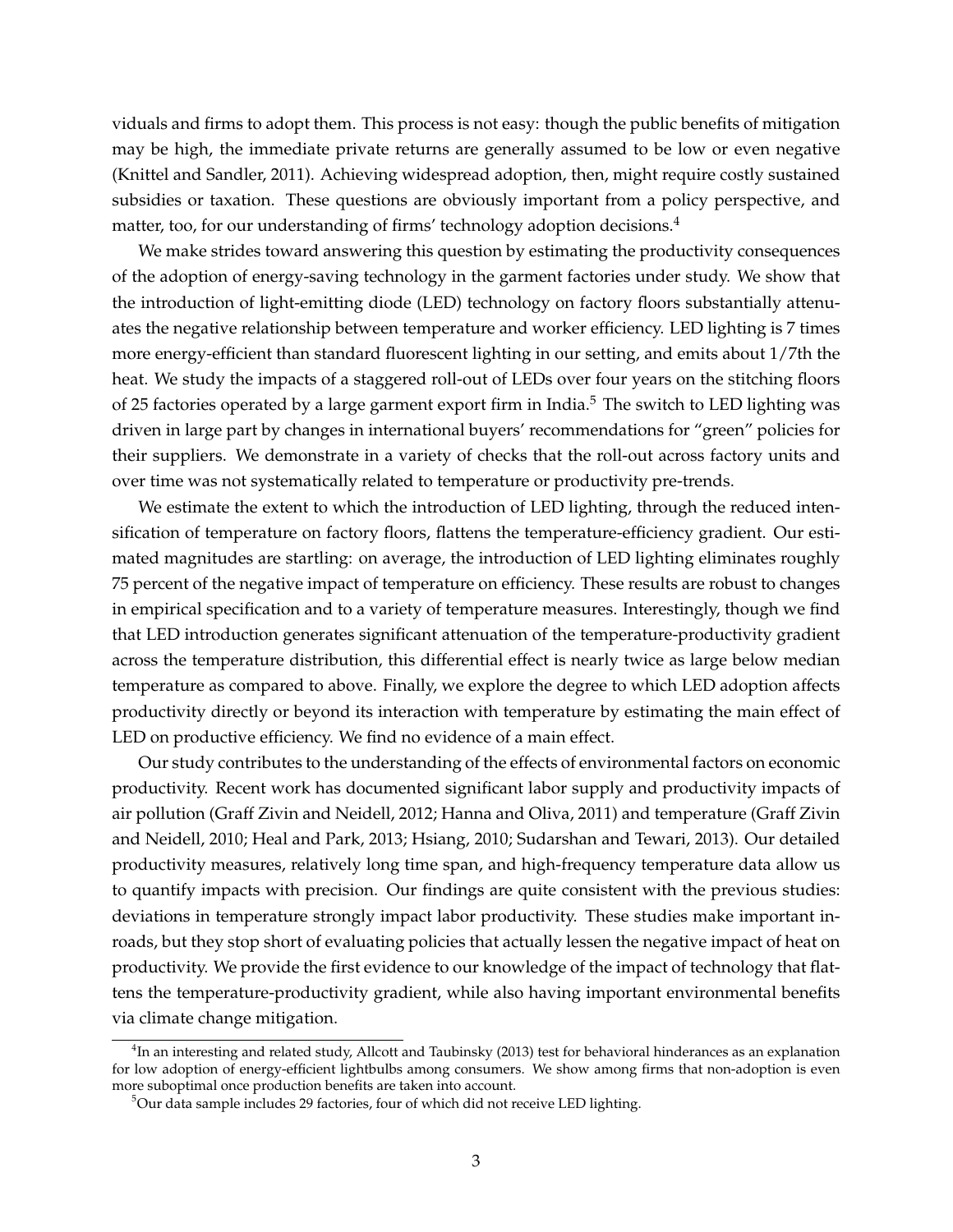viduals and firms to adopt them. This process is not easy: though the public benefits of mitigation may be high, the immediate private returns are generally assumed to be low or even negative (Knittel and Sandler, 2011). Achieving widespread adoption, then, might require costly sustained subsidies or taxation. These questions are obviously important from a policy perspective, and matter, too, for our understanding of firms' technology adoption decisions.[4]

We make strides toward answering this question by estimating the productivity consequences of the adoption of energy-saving technology in the garment factories under study. We show that the introduction of light-emitting diode (LED) technology on factory floors substantially attenuates the negative relationship between temperature and worker efficiency. LED lighting is 7 times more energy-efficient than standard fluorescent lighting in our setting, and emits about 1/7th the heat. We study the impacts of a staggered roll-out of LEDs over four years on the stitching floors of 25 factories operated by a large garment export firm in India.[5] The switch to LED lighting was driven in large part by changes in international buyers' recommendations for "green" policies for their suppliers. We demonstrate in a variety of checks that the roll-out across factory units and over time was not systematically related to temperature or productivity pre-trends.

We estimate the extent to which the introduction of LED lighting, through the reduced intensification of temperature on factory floors, flattens the temperature-efficiency gradient. Our estimated magnitudes are startling: on average, the introduction of LED lighting eliminates roughly 75 percent of the negative impact of temperature on efficiency. These results are robust to changes in empirical specification and to a variety of temperature measures. Interestingly, though we find that LED introduction generates significant attenuation of the temperature-productivity gradient across the temperature distribution, this differential effect is nearly twice as large below median temperature as compared to above. Finally, we explore the degree to which LED adoption affects productivity directly or beyond its interaction with temperature by estimating the main effect of LED on productive efficiency. We find no evidence of a main effect.

Our study contributes to the understanding of the effects of environmental factors on economic productivity. Recent work has documented significant labor supply and productivity impacts of air pollution (Graff Zivin and Neidell, 2012; Hanna and Oliva, 2011) and temperature (Graff Zivin and Neidell, 2010; Heal and Park, 2013; Hsiang, 2010; Sudarshan and Tewari, 2013). Our detailed productivity measures, relatively long time span, and high-frequency temperature data allow us to quantify impacts with precision. Our findings are quite consistent with the previous studies: deviations in temperature strongly impact labor productivity. These studies make important inroads, but they stop short of evaluating policies that actually lessen the negative impact of heat on productivity. We provide the first evidence to our knowledge of the impact of technology that flattens the temperature-productivity gradient, while also having important environmental benefits via climate change mitigation.

[4] In an interesting and related study, Allcott and Taubinsky (2013) test for behavioral hinderances as an explanation for low adoption of energy-efficient lightbulbs among consumers. We show among firms that non-adoption is even more suboptimal once production benefits are taken into account.

[5] Our data sample includes 29 factories, four of which did not receive LED lighting.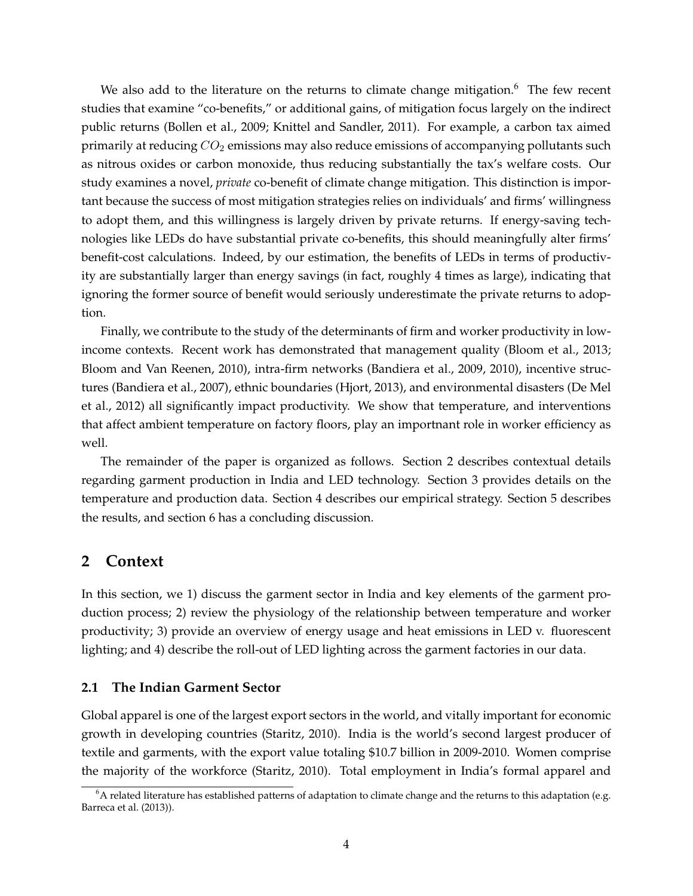We also add to the literature on the returns to climate change mitigation.[6] The few recent studies that examine "co-benefits," or additional gains, of mitigation focus largely on the indirect public returns (Bollen et al., 2009; Knittel and Sandler, 2011). For example, a carbon tax aimed primarily at reducing $CO_2$ emissions may also reduce emissions of accompanying pollutants such as nitrous oxides or carbon monoxide, thus reducing substantially the tax's welfare costs. Our study examines a novel, *private* co-benefit of climate change mitigation. This distinction is important because the success of most mitigation strategies relies on individuals' and firms' willingness to adopt them, and this willingness is largely driven by private returns. If energy-saving technologies like LEDs do have substantial private co-benefits, this should meaningfully alter firms' benefit-cost calculations. Indeed, by our estimation, the benefits of LEDs in terms of productivity are substantially larger than energy savings (in fact, roughly 4 times as large), indicating that ignoring the former source of benefit would seriously underestimate the private returns to adoption.

Finally, we contribute to the study of the determinants of firm and worker productivity in low-income contexts. Recent work has demonstrated that management quality (Bloom et al., 2013; Bloom and Van Reenen, 2010), intra-firm networks (Bandiera et al., 2009, 2010), incentive structures (Bandiera et al., 2007), ethnic boundaries (Hjort, 2013), and environmental disasters (De Mel et al., 2012) all significantly impact productivity. We show that temperature, and interventions that affect ambient temperature on factory floors, play an importnant role in worker efficiency as well.

The remainder of the paper is organized as follows. Section 2 describes contextual details regarding garment production in India and LED technology. Section 3 provides details on the temperature and production data. Section 4 describes our empirical strategy. Section 5 describes the results, and section 6 has a concluding discussion.

## 2 Context

In this section, we 1) discuss the garment sector in India and key elements of the garment production process; 2) review the physiology of the relationship between temperature and worker productivity; 3) provide an overview of energy usage and heat emissions in LED v. fluorescent lighting; and 4) describe the roll-out of LED lighting across the garment factories in our data.

### 2.1 The Indian Garment Sector

Global apparel is one of the largest export sectors in the world, and vitally important for economic growth in developing countries (Staritz, 2010). India is the world's second largest producer of textile and garments, with the export value totaling $10.7 billion in 2009-2010. Women comprise the majority of the workforce (Staritz, 2010). Total employment in India's formal apparel and

[6] A related literature has established patterns of adaptation to climate change and the returns to this adaptation (e.g. Barreca et al. (2013)).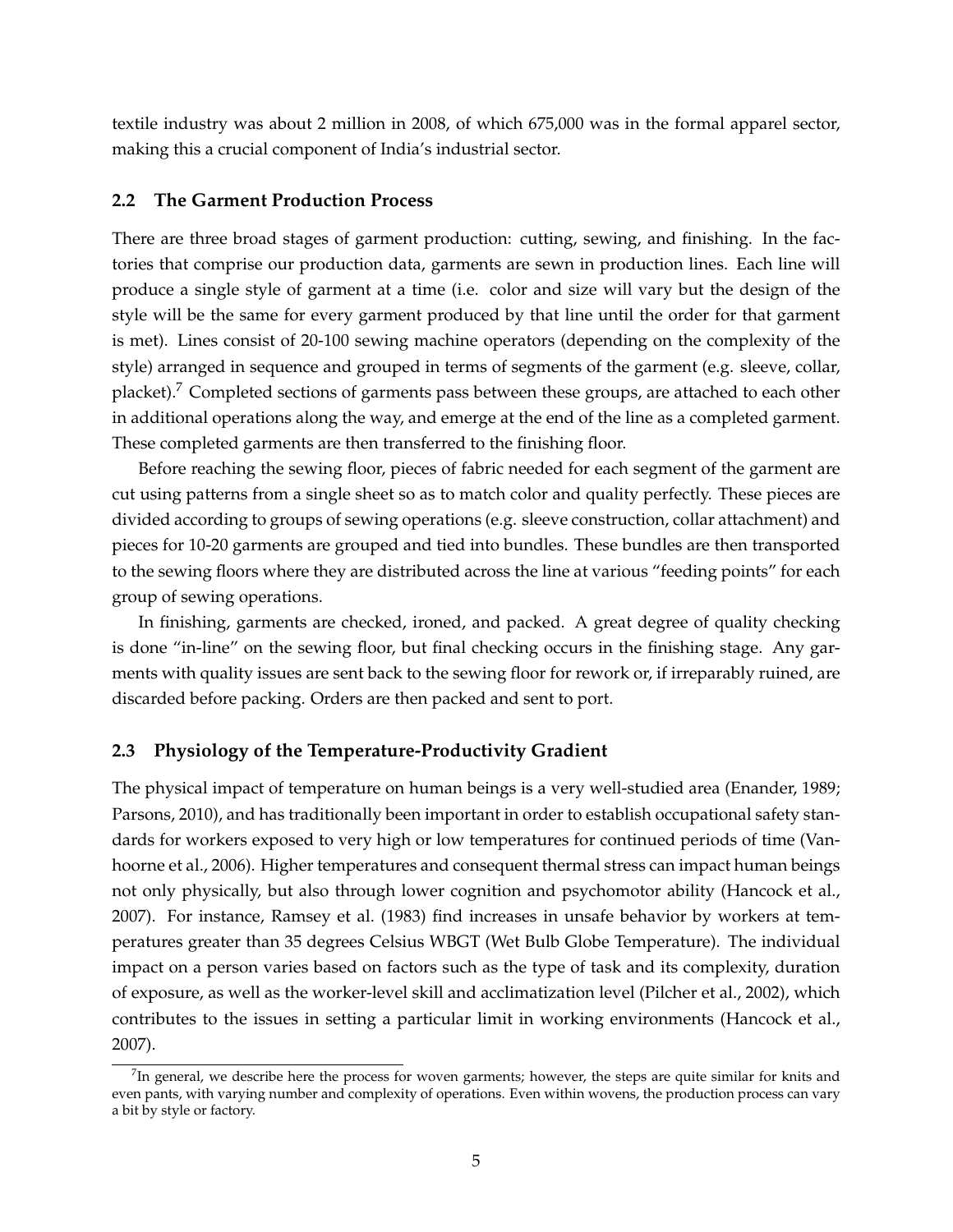textile industry was about 2 million in 2008, of which 675,000 was in the formal apparel sector, making this a crucial component of India's industrial sector.

### 2.2 The Garment Production Process

There are three broad stages of garment production: cutting, sewing, and finishing. In the factories that comprise our production data, garments are sewn in production lines. Each line will produce a single style of garment at a time (i.e. color and size will vary but the design of the style will be the same for every garment produced by that line until the order for that garment is met). Lines consist of 20-100 sewing machine operators (depending on the complexity of the style) arranged in sequence and grouped in terms of segments of the garment (e.g. sleeve, collar, placket).[7] Completed sections of garments pass between these groups, are attached to each other in additional operations along the way, and emerge at the end of the line as a completed garment. These completed garments are then transferred to the finishing floor.

Before reaching the sewing floor, pieces of fabric needed for each segment of the garment are cut using patterns from a single sheet so as to match color and quality perfectly. These pieces are divided according to groups of sewing operations (e.g. sleeve construction, collar attachment) and pieces for 10-20 garments are grouped and tied into bundles. These bundles are then transported to the sewing floors where they are distributed across the line at various "feeding points" for each group of sewing operations.

In finishing, garments are checked, ironed, and packed. A great degree of quality checking is done "in-line" on the sewing floor, but final checking occurs in the finishing stage. Any garments with quality issues are sent back to the sewing floor for rework or, if irreparably ruined, are discarded before packing. Orders are then packed and sent to port.

### 2.3 Physiology of the Temperature-Productivity Gradient

The physical impact of temperature on human beings is a very well-studied area (Enander, 1989; Parsons, 2010), and has traditionally been important in order to establish occupational safety standards for workers exposed to very high or low temperatures for continued periods of time (Vanhoorne et al., 2006). Higher temperatures and consequent thermal stress can impact human beings not only physically, but also through lower cognition and psychomotor ability (Hancock et al., 2007). For instance, Ramsey et al. (1983) find increases in unsafe behavior by workers at temperatures greater than 35 degrees Celsius WBGT (Wet Bulb Globe Temperature). The individual impact on a person varies based on factors such as the type of task and its complexity, duration of exposure, as well as the worker-level skill and acclimatization level (Pilcher et al., 2002), which contributes to the issues in setting a particular limit in working environments (Hancock et al., 2007).

[7] In general, we describe here the process for woven garments; however, the steps are quite similar for knits and even pants, with varying number and complexity of operations. Even within wovens, the production process can vary a bit by style or factory.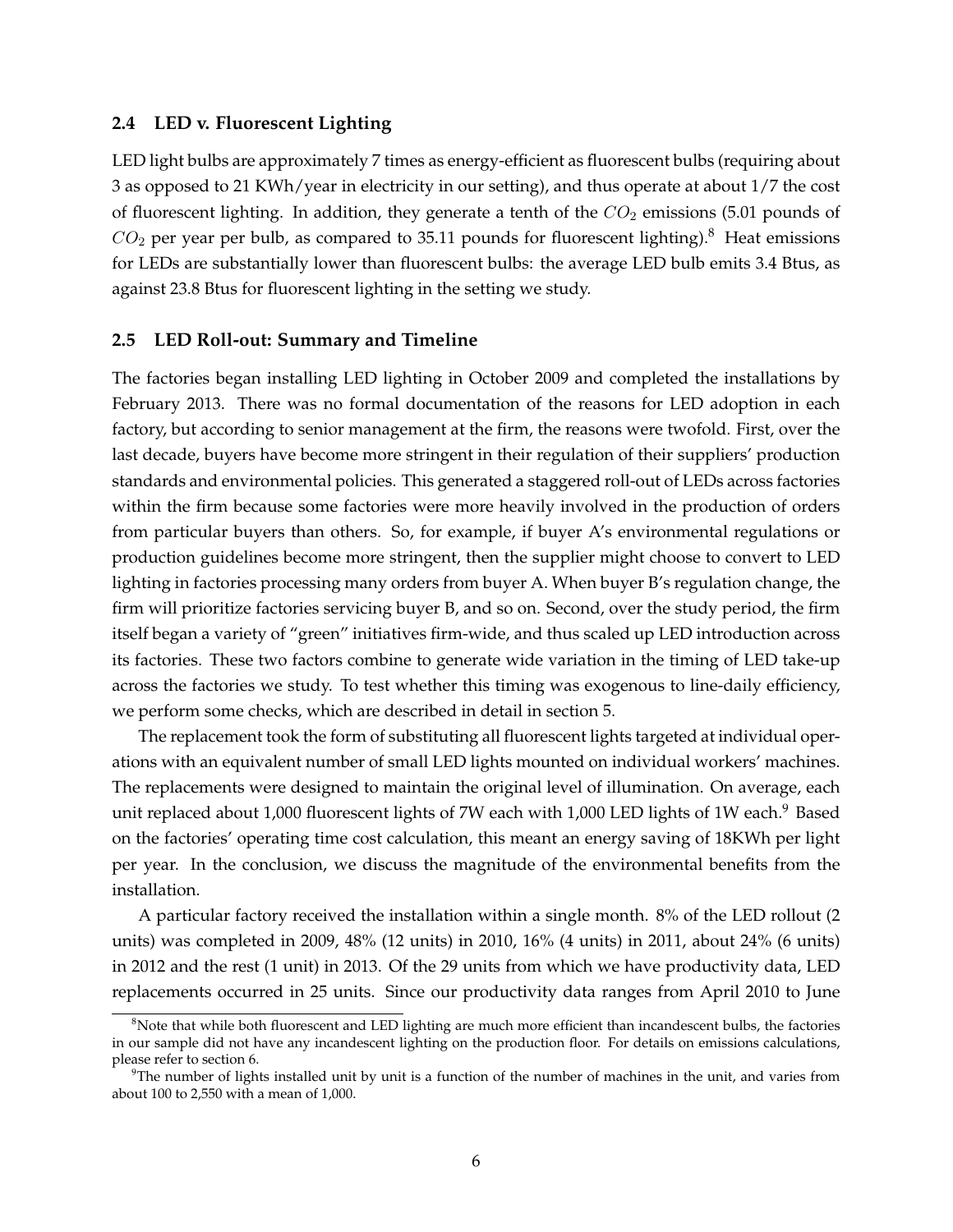### 2.4 LED v. Fluorescent Lighting

LED light bulbs are approximately 7 times as energy-efficient as fluorescent bulbs (requiring about 3 as opposed to 21 KWh/year in electricity in our setting), and thus operate at about 1/7 the cost of fluorescent lighting. In addition, they generate a tenth of the $CO_2$ emissions (5.01 pounds of $CO_2$ per year per bulb, as compared to 35.11 pounds for fluorescent lighting).[8] Heat emissions for LEDs are substantially lower than fluorescent bulbs: the average LED bulb emits 3.4 Btus, as against 23.8 Btus for fluorescent lighting in the setting we study.

### 2.5 LED Roll-out: Summary and Timeline

The factories began installing LED lighting in October 2009 and completed the installations by February 2013. There was no formal documentation of the reasons for LED adoption in each factory, but according to senior management at the firm, the reasons were twofold. First, over the last decade, buyers have become more stringent in their regulation of their suppliers' production standards and environmental policies. This generated a staggered roll-out of LEDs across factories within the firm because some factories were more heavily involved in the production of orders from particular buyers than others. So, for example, if buyer A's environmental regulations or production guidelines become more stringent, then the supplier might choose to convert to LED lighting in factories processing many orders from buyer A. When buyer B's regulation change, the firm will prioritize factories servicing buyer B, and so on. Second, over the study period, the firm itself began a variety of "green" initiatives firm-wide, and thus scaled up LED introduction across its factories. These two factors combine to generate wide variation in the timing of LED take-up across the factories we study. To test whether this timing was exogenous to line-daily efficiency, we perform some checks, which are described in detail in section 5.

The replacement took the form of substituting all fluorescent lights targeted at individual operations with an equivalent number of small LED lights mounted on individual workers' machines. The replacements were designed to maintain the original level of illumination. On average, each unit replaced about 1,000 fluorescent lights of 7W each with 1,000 LED lights of 1W each.[9] Based on the factories' operating time cost calculation, this meant an energy saving of 18KWh per light per year. In the conclusion, we discuss the magnitude of the environmental benefits from the installation.

A particular factory received the installation within a single month. 8% of the LED rollout (2 units) was completed in 2009, 48% (12 units) in 2010, 16% (4 units) in 2011, about 24% (6 units) in 2012 and the rest (1 unit) in 2013. Of the 29 units from which we have productivity data, LED replacements occurred in 25 units. Since our productivity data ranges from April 2010 to June

[8] Note that while both fluorescent and LED lighting are much more efficient than incandescent bulbs, the factories in our sample did not have any incandescent lighting on the production floor. For details on emissions calculations, please refer to section 6.

[9] The number of lights installed unit by unit is a function of the number of machines in the unit, and varies from about 100 to 2,550 with a mean of 1,000.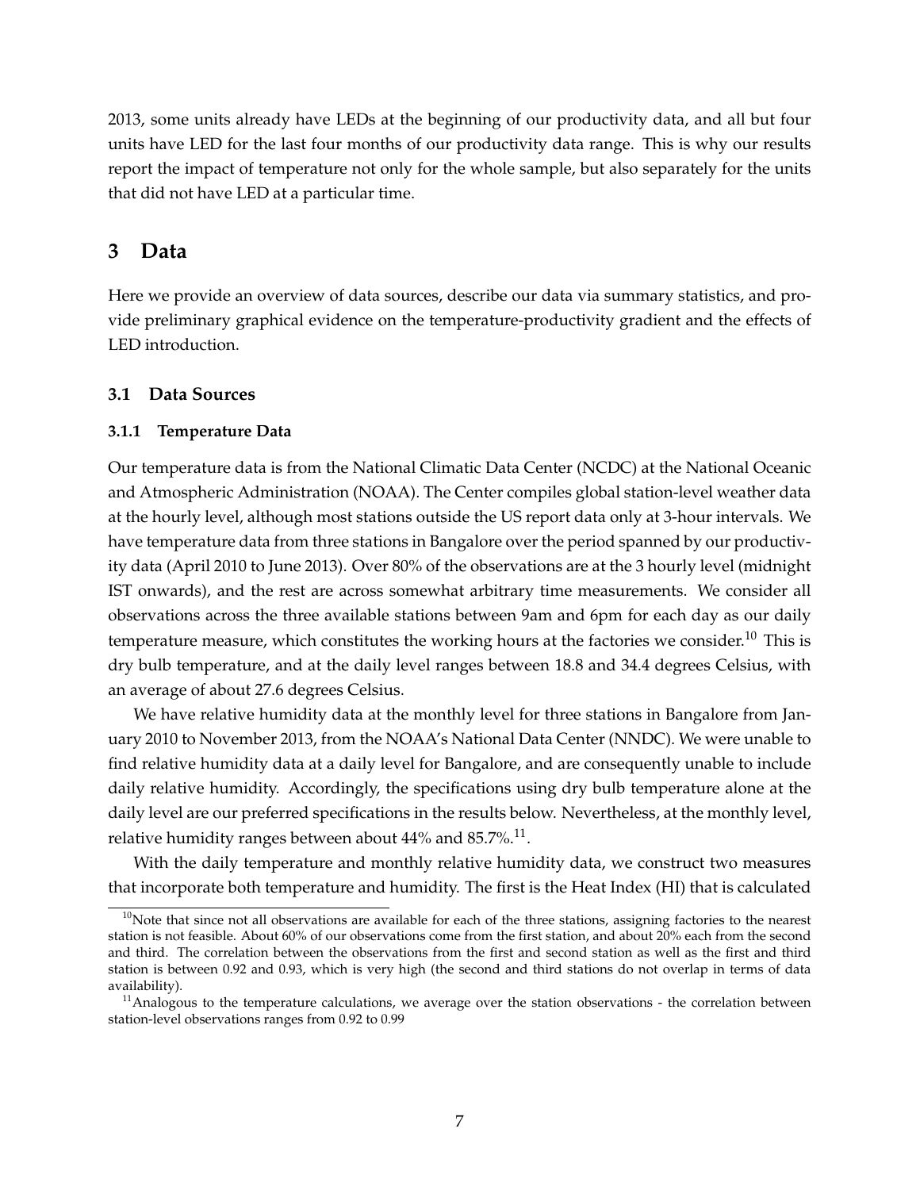2013, some units already have LEDs at the beginning of our productivity data, and all but four units have LED for the last four months of our productivity data range. This is why our results report the impact of temperature not only for the whole sample, but also separately for the units that did not have LED at a particular time.

# 3 Data

Here we provide an overview of data sources, describe our data via summary statistics, and provide preliminary graphical evidence on the temperature-productivity gradient and the effects of LED introduction.

## 3.1 Data Sources

### 3.1.1 Temperature Data

Our temperature data is from the National Climatic Data Center (NCDC) at the National Oceanic and Atmospheric Administration (NOAA). The Center compiles global station-level weather data at the hourly level, although most stations outside the US report data only at 3-hour intervals. We have temperature data from three stations in Bangalore over the period spanned by our productivity data (April 2010 to June 2013). Over 80% of the observations are at the 3 hourly level (midnight IST onwards), and the rest are across somewhat arbitrary time measurements. We consider all observations across the three available stations between 9am and 6pm for each day as our daily temperature measure, which constitutes the working hours at the factories we consider.[10] This is dry bulb temperature, and at the daily level ranges between 18.8 and 34.4 degrees Celsius, with an average of about 27.6 degrees Celsius.

We have relative humidity data at the monthly level for three stations in Bangalore from January 2010 to November 2013, from the NOAA's National Data Center (NNDC). We were unable to find relative humidity data at a daily level for Bangalore, and are consequently unable to include daily relative humidity. Accordingly, the specifications using dry bulb temperature alone at the daily level are our preferred specifications in the results below. Nevertheless, at the monthly level, relative humidity ranges between about 44% and 85.7%.[11].

With the daily temperature and monthly relative humidity data, we construct two measures that incorporate both temperature and humidity. The first is the Heat Index (HI) that is calculated

[10] Note that since not all observations are available for each of the three stations, assigning factories to the nearest station is not feasible. About 60% of our observations come from the first station, and about 20% each from the second and third. The correlation between the observations from the first and second station as well as the first and third station is between 0.92 and 0.93, which is very high (the second and third stations do not overlap in terms of data availability).

[11] Analogous to the temperature calculations, we average over the station observations - the correlation between station-level observations ranges from 0.92 to 0.99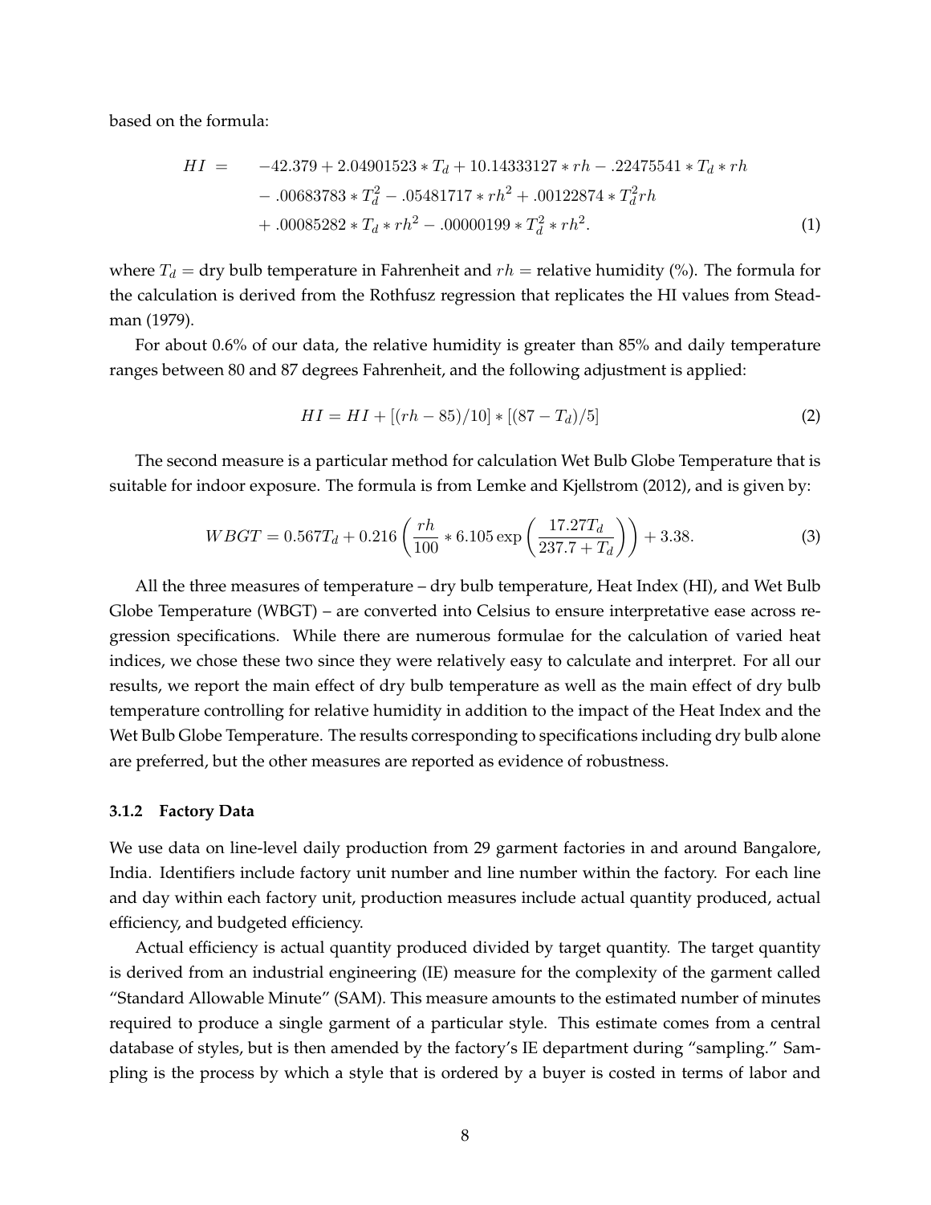based on the formula:

$$
\begin{aligned}
HI = \quad & -42.379 + 2.04901523 * T_d + 10.14333127 * rh - .22475541 * T_d * rh \\
& - .00683783 * T_d^2 - .05481717 * rh^2 + .00122874 * T_d^2 rh \\
& + .00085282 * T_d * rh^2 - .00000199 * T_d^2 * rh^2. \qquad (1)
\end{aligned}
$$

where $T_d$ = dry bulb temperature in Fahrenheit and $rh$ = relative humidity (%). The formula for the calculation is derived from the Rothfusz regression that replicates the HI values from Steadman (1979).

For about 0.6% of our data, the relative humidity is greater than 85% and daily temperature ranges between 80 and 87 degrees Fahrenheit, and the following adjustment is applied:

$$
HI = HI + [(rh - 85)/10] * [(87 - T_d)/5] \qquad (2)
$$

The second measure is a particular method for calculation Wet Bulb Globe Temperature that is suitable for indoor exposure. The formula is from Lemke and Kjellstrom (2012), and is given by:

$$
WBGT = 0.567T_d + 0.216\left(\frac{rh}{100} * 6.105 \exp\left(\frac{17.27T_d}{237.7 + T_d}\right)\right) + 3.38. \qquad (3)
$$

All the three measures of temperature – dry bulb temperature, Heat Index (HI), and Wet Bulb Globe Temperature (WBGT) – are converted into Celsius to ensure interpretative ease across regression specifications. While there are numerous formulae for the calculation of varied heat indices, we chose these two since they were relatively easy to calculate and interpret. For all our results, we report the main effect of dry bulb temperature as well as the main effect of dry bulb temperature controlling for relative humidity in addition to the impact of the Heat Index and the Wet Bulb Globe Temperature. The results corresponding to specifications including dry bulb alone are preferred, but the other measures are reported as evidence of robustness.

#### 3.1.2 Factory Data

We use data on line-level daily production from 29 garment factories in and around Bangalore, India. Identifiers include factory unit number and line number within the factory. For each line and day within each factory unit, production measures include actual quantity produced, actual efficiency, and budgeted efficiency.

Actual efficiency is actual quantity produced divided by target quantity. The target quantity is derived from an industrial engineering (IE) measure for the complexity of the garment called "Standard Allowable Minute" (SAM). This measure amounts to the estimated number of minutes required to produce a single garment of a particular style. This estimate comes from a central database of styles, but is then amended by the factory's IE department during "sampling." Sampling is the process by which a style that is ordered by a buyer is costed in terms of labor and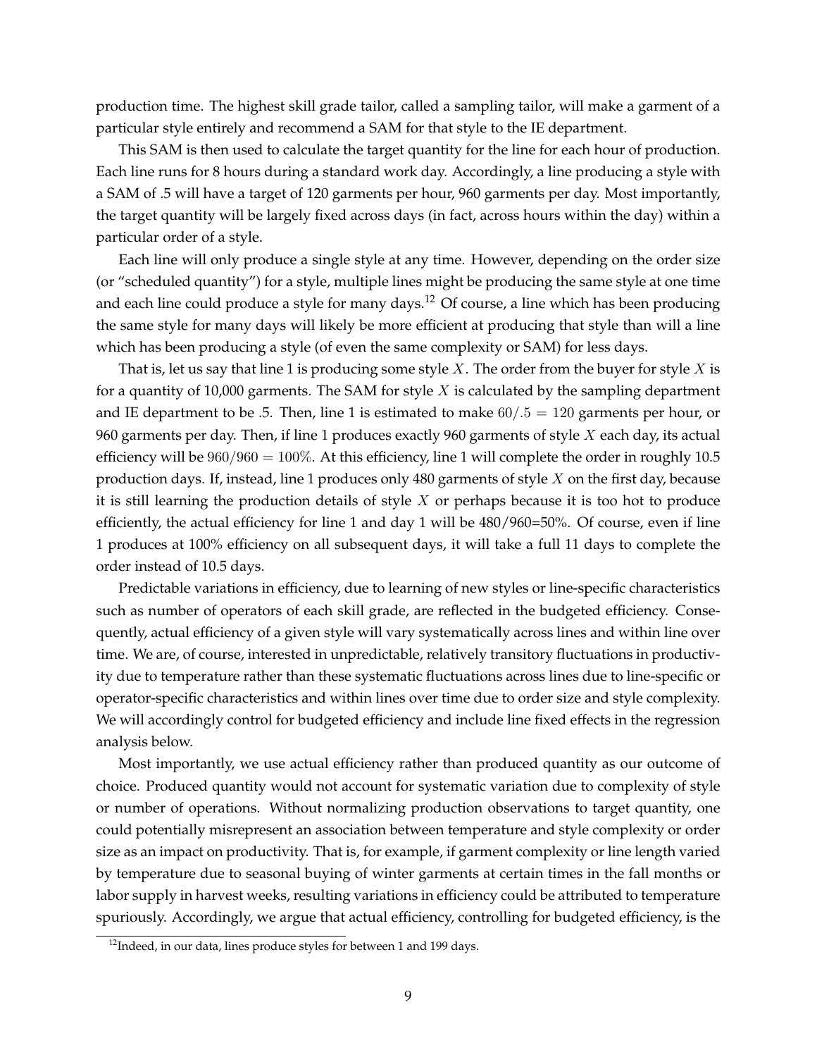production time. The highest skill grade tailor, called a sampling tailor, will make a garment of a particular style entirely and recommend a SAM for that style to the IE department.

This SAM is then used to calculate the target quantity for the line for each hour of production. Each line runs for 8 hours during a standard work day. Accordingly, a line producing a style with a SAM of .5 will have a target of 120 garments per hour, 960 garments per day. Most importantly, the target quantity will be largely fixed across days (in fact, across hours within the day) within a particular order of a style.

Each line will only produce a single style at any time. However, depending on the order size (or "scheduled quantity") for a style, multiple lines might be producing the same style at one time and each line could produce a style for many days.[12] Of course, a line which has been producing the same style for many days will likely be more efficient at producing that style than will a line which has been producing a style (of even the same complexity or SAM) for less days.

That is, let us say that line 1 is producing some style $X$. The order from the buyer for style $X$ is for a quantity of 10,000 garments. The SAM for style $X$ is calculated by the sampling department and IE department to be .5. Then, line 1 is estimated to make $60/.5 = 120$ garments per hour, or 960 garments per day. Then, if line 1 produces exactly 960 garments of style $X$ each day, its actual efficiency will be $960/960 = 100\%$. At this efficiency, line 1 will complete the order in roughly 10.5 production days. If, instead, line 1 produces only 480 garments of style $X$ on the first day, because it is still learning the production details of style $X$ or perhaps because it is too hot to produce efficiently, the actual efficiency for line 1 and day 1 will be 480/960=50%. Of course, even if line 1 produces at 100% efficiency on all subsequent days, it will take a full 11 days to complete the order instead of 10.5 days.

Predictable variations in efficiency, due to learning of new styles or line-specific characteristics such as number of operators of each skill grade, are reflected in the budgeted efficiency. Consequently, actual efficiency of a given style will vary systematically across lines and within line over time. We are, of course, interested in unpredictable, relatively transitory fluctuations in productivity due to temperature rather than these systematic fluctuations across lines due to line-specific or operator-specific characteristics and within lines over time due to order size and style complexity. We will accordingly control for budgeted efficiency and include line fixed effects in the regression analysis below.

Most importantly, we use actual efficiency rather than produced quantity as our outcome of choice. Produced quantity would not account for systematic variation due to complexity of style or number of operations. Without normalizing production observations to target quantity, one could potentially misrepresent an association between temperature and style complexity or order size as an impact on productivity. That is, for example, if garment complexity or line length varied by temperature due to seasonal buying of winter garments at certain times in the fall months or labor supply in harvest weeks, resulting variations in efficiency could be attributed to temperature spuriously. Accordingly, we argue that actual efficiency, controlling for budgeted efficiency, is the

[12] Indeed, in our data, lines produce styles for between 1 and 199 days.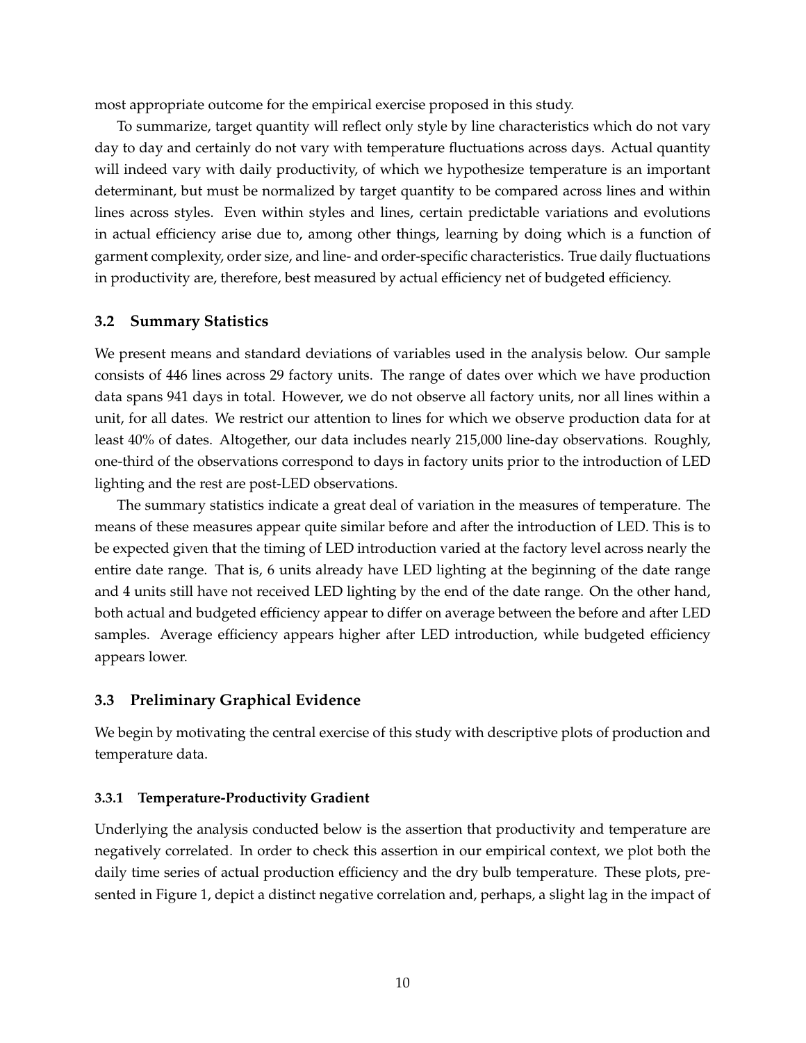most appropriate outcome for the empirical exercise proposed in this study.

To summarize, target quantity will reflect only style by line characteristics which do not vary day to day and certainly do not vary with temperature fluctuations across days. Actual quantity will indeed vary with daily productivity, of which we hypothesize temperature is an important determinant, but must be normalized by target quantity to be compared across lines and within lines across styles. Even within styles and lines, certain predictable variations and evolutions in actual efficiency arise due to, among other things, learning by doing which is a function of garment complexity, order size, and line- and order-specific characteristics. True daily fluctuations in productivity are, therefore, best measured by actual efficiency net of budgeted efficiency.

### 3.2 Summary Statistics

We present means and standard deviations of variables used in the analysis below. Our sample consists of 446 lines across 29 factory units. The range of dates over which we have production data spans 941 days in total. However, we do not observe all factory units, nor all lines within a unit, for all dates. We restrict our attention to lines for which we observe production data for at least 40% of dates. Altogether, our data includes nearly 215,000 line-day observations. Roughly, one-third of the observations correspond to days in factory units prior to the introduction of LED lighting and the rest are post-LED observations.

The summary statistics indicate a great deal of variation in the measures of temperature. The means of these measures appear quite similar before and after the introduction of LED. This is to be expected given that the timing of LED introduction varied at the factory level across nearly the entire date range. That is, 6 units already have LED lighting at the beginning of the date range and 4 units still have not received LED lighting by the end of the date range. On the other hand, both actual and budgeted efficiency appear to differ on average between the before and after LED samples. Average efficiency appears higher after LED introduction, while budgeted efficiency appears lower.

### 3.3 Preliminary Graphical Evidence

We begin by motivating the central exercise of this study with descriptive plots of production and temperature data.

#### 3.3.1 Temperature-Productivity Gradient

Underlying the analysis conducted below is the assertion that productivity and temperature are negatively correlated. In order to check this assertion in our empirical context, we plot both the daily time series of actual production efficiency and the dry bulb temperature. These plots, presented in Figure 1, depict a distinct negative correlation and, perhaps, a slight lag in the impact of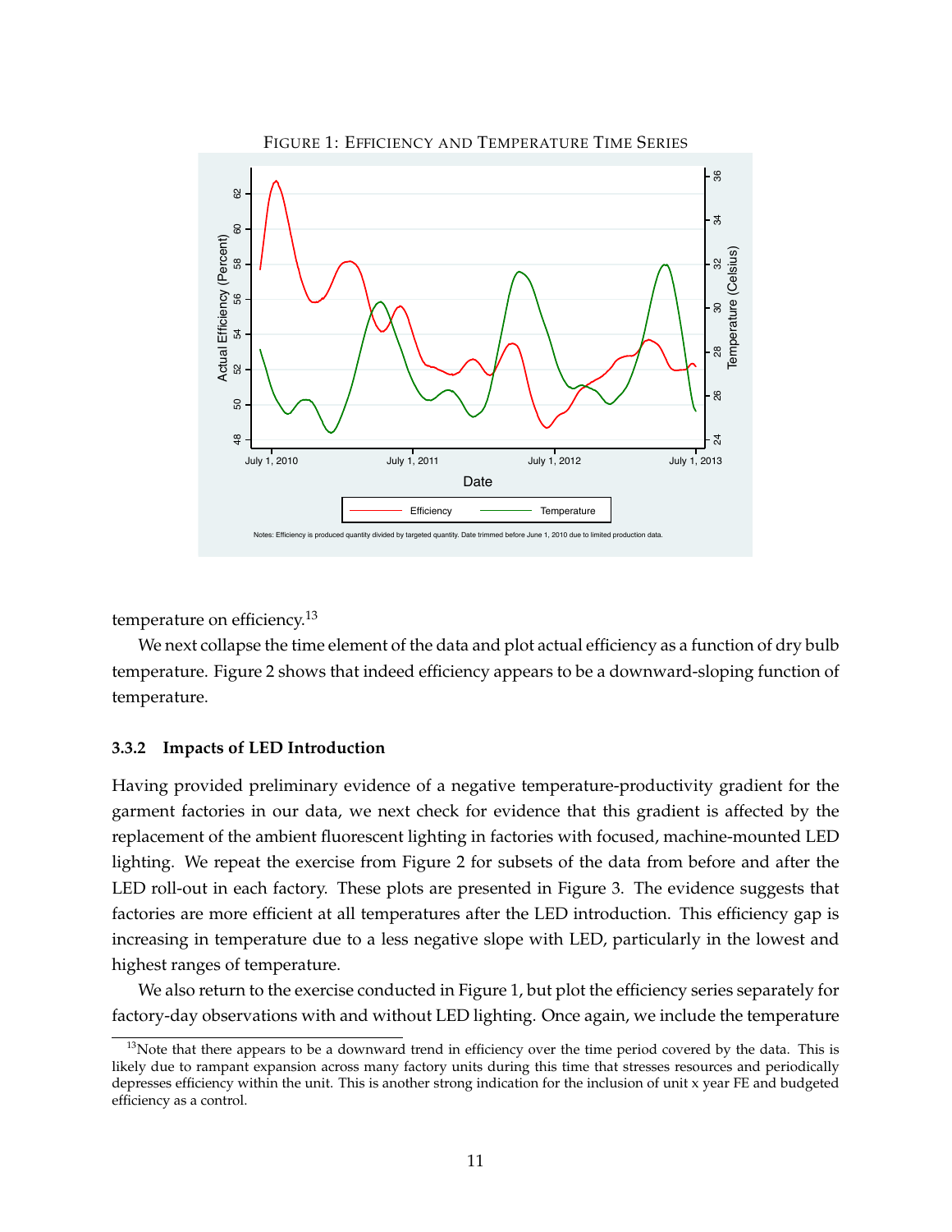FIGURE 1: EFFICIENCY AND TEMPERATURE TIME SERIES

Notes: Efficiency is produced quantity divided by targeted quantity. Date trimmed before June 1, 2010 due to limited production data.

temperature on efficiency.[13]

We next collapse the time element of the data and plot actual efficiency as a function of dry bulb temperature. Figure 2 shows that indeed efficiency appears to be a downward-sloping function of temperature.

#### 3.3.2 Impacts of LED Introduction

Having provided preliminary evidence of a negative temperature-productivity gradient for the garment factories in our data, we next check for evidence that this gradient is affected by the replacement of the ambient fluorescent lighting in factories with focused, machine-mounted LED lighting. We repeat the exercise from Figure 2 for subsets of the data from before and after the LED roll-out in each factory. These plots are presented in Figure 3. The evidence suggests that factories are more efficient at all temperatures after the LED introduction. This efficiency gap is increasing in temperature due to a less negative slope with LED, particularly in the lowest and highest ranges of temperature.

We also return to the exercise conducted in Figure 1, but plot the efficiency series separately for factory-day observations with and without LED lighting. Once again, we include the temperature

[13] Note that there appears to be a downward trend in efficiency over the time period covered by the data. This is likely due to rampant expansion across many factory units during this time that stresses resources and periodically depresses efficiency within the unit. This is another strong indication for the inclusion of unit x year FE and budgeted efficiency as a control.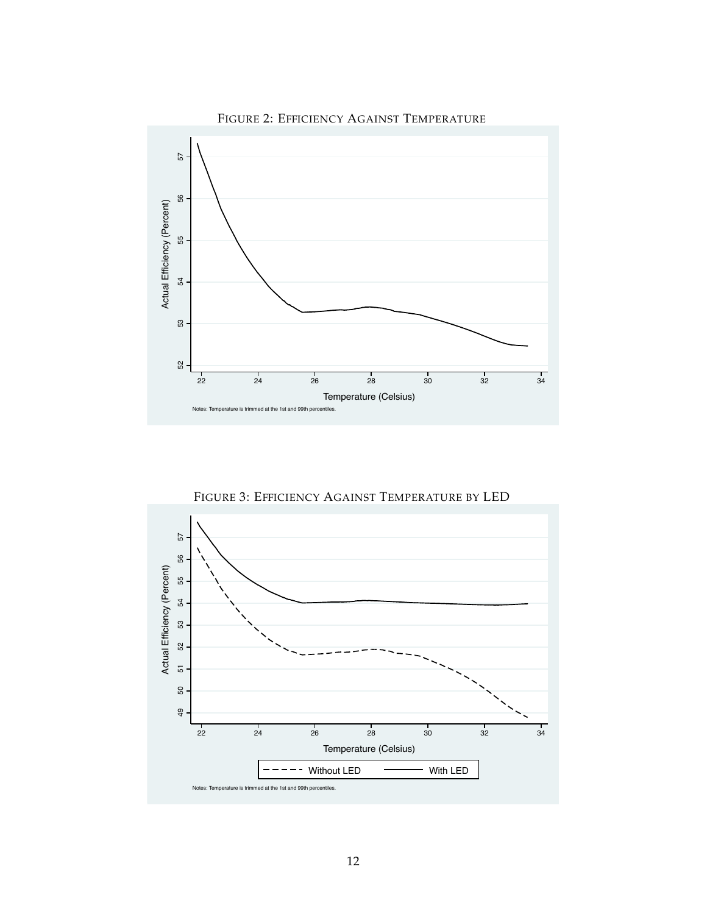FIGURE 2: EFFICIENCY AGAINST TEMPERATURE

Notes: Temperature is trimmed at the 1st and 99th percentiles.

FIGURE 3: EFFICIENCY AGAINST TEMPERATURE BY LED

Notes: Temperature is trimmed at the 1st and 99th percentiles.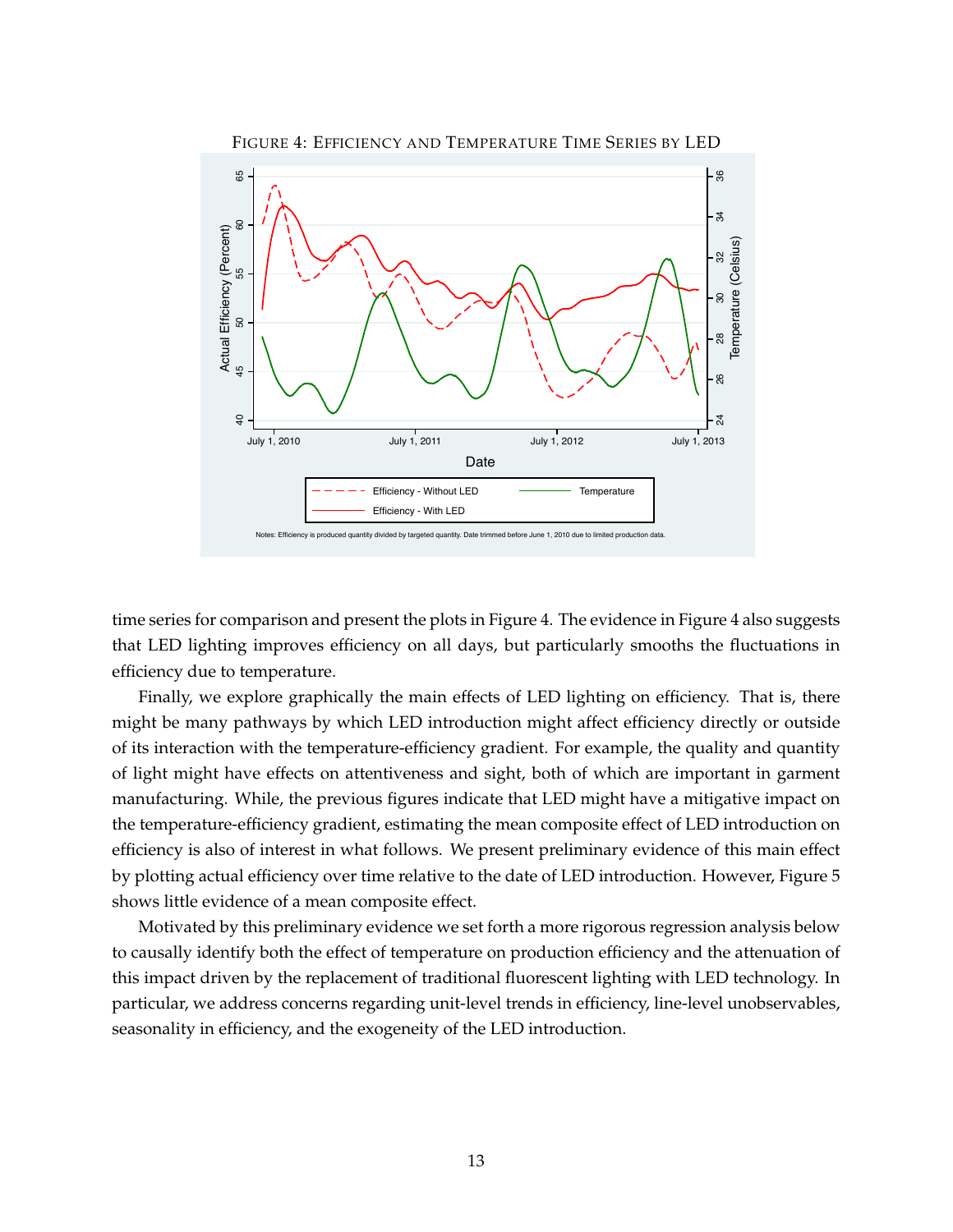FIGURE 4: EFFICIENCY AND TEMPERATURE TIME SERIES BY LED

Notes: Efficiency is produced quantity divided by targeted quantity. Date trimmed before June 1, 2010 due to limited production data.

time series for comparison and present the plots in Figure 4. The evidence in Figure 4 also suggests that LED lighting improves efficiency on all days, but particularly smooths the fluctuations in efficiency due to temperature.

Finally, we explore graphically the main effects of LED lighting on efficiency. That is, there might be many pathways by which LED introduction might affect efficiency directly or outside of its interaction with the temperature-efficiency gradient. For example, the quality and quantity of light might have effects on attentiveness and sight, both of which are important in garment manufacturing. While, the previous figures indicate that LED might have a mitigative impact on the temperature-efficiency gradient, estimating the mean composite effect of LED introduction on efficiency is also of interest in what follows. We present preliminary evidence of this main effect by plotting actual efficiency over time relative to the date of LED introduction. However, Figure 5 shows little evidence of a mean composite effect.

Motivated by this preliminary evidence we set forth a more rigorous regression analysis below to causally identify both the effect of temperature on production efficiency and the attenuation of this impact driven by the replacement of traditional fluorescent lighting with LED technology. In particular, we address concerns regarding unit-level trends in efficiency, line-level unobservables, seasonality in efficiency, and the exogeneity of the LED introduction.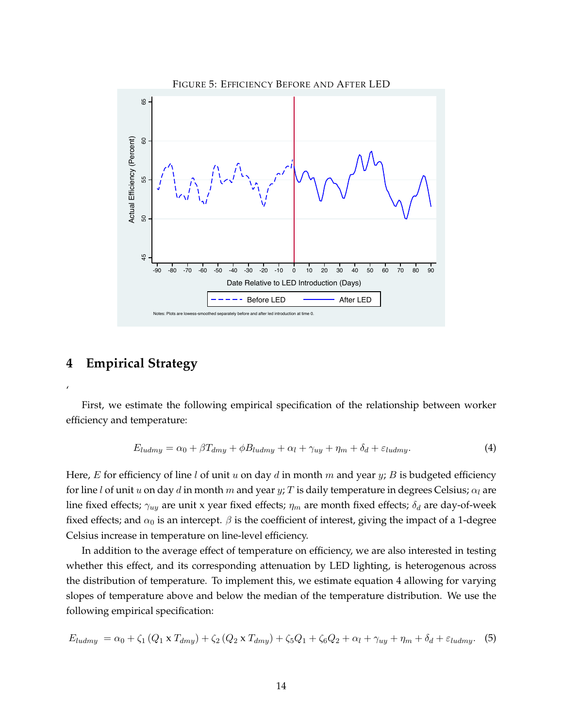FIGURE 5: EFFICIENCY BEFORE AND AFTER LED

Notes: Plots are lowess-smoothed separately before and after led introduction at time 0.

## 4 Empirical Strategy

,

First, we estimate the following empirical specification of the relationship between worker efficiency and temperature:

$$E_{ludmy} = \alpha_0 + \beta T_{dmy} + \phi B_{ludmy} + \alpha_l + \gamma_{uy} + \eta_m + \delta_d + \varepsilon_{ludmy}. \tag{4}$$

Here, $E$ for efficiency of line $l$ of unit $u$ on day $d$ in month $m$ and year $y$; $B$ is budgeted efficiency for line $l$ of unit $u$ on day $d$ in month $m$ and year $y$; $T$ is daily temperature in degrees Celsius; $\alpha_l$ are line fixed effects; $\gamma_{uy}$ are unit x year fixed effects; $\eta_m$ are month fixed effects; $\delta_d$ are day-of-week fixed effects; and $\alpha_0$ is an intercept. $\beta$ is the coefficient of interest, giving the impact of a 1-degree Celsius increase in temperature on line-level efficiency.

In addition to the average effect of temperature on efficiency, we are also interested in testing whether this effect, and its corresponding attenuation by LED lighting, is heterogenous across the distribution of temperature. To implement this, we estimate equation 4 allowing for varying slopes of temperature above and below the median of the temperature distribution. We use the following empirical specification:

$$E_{ludmy} = \alpha_0 + \zeta_1 (Q_1 \text{ x } T_{dmy}) + \zeta_2 (Q_2 \text{ x } T_{dmy}) + \zeta_5 Q_1 + \zeta_6 Q_2 + \alpha_l + \gamma_{uy} + \eta_m + \delta_d + \varepsilon_{ludmy}. \tag{5}$$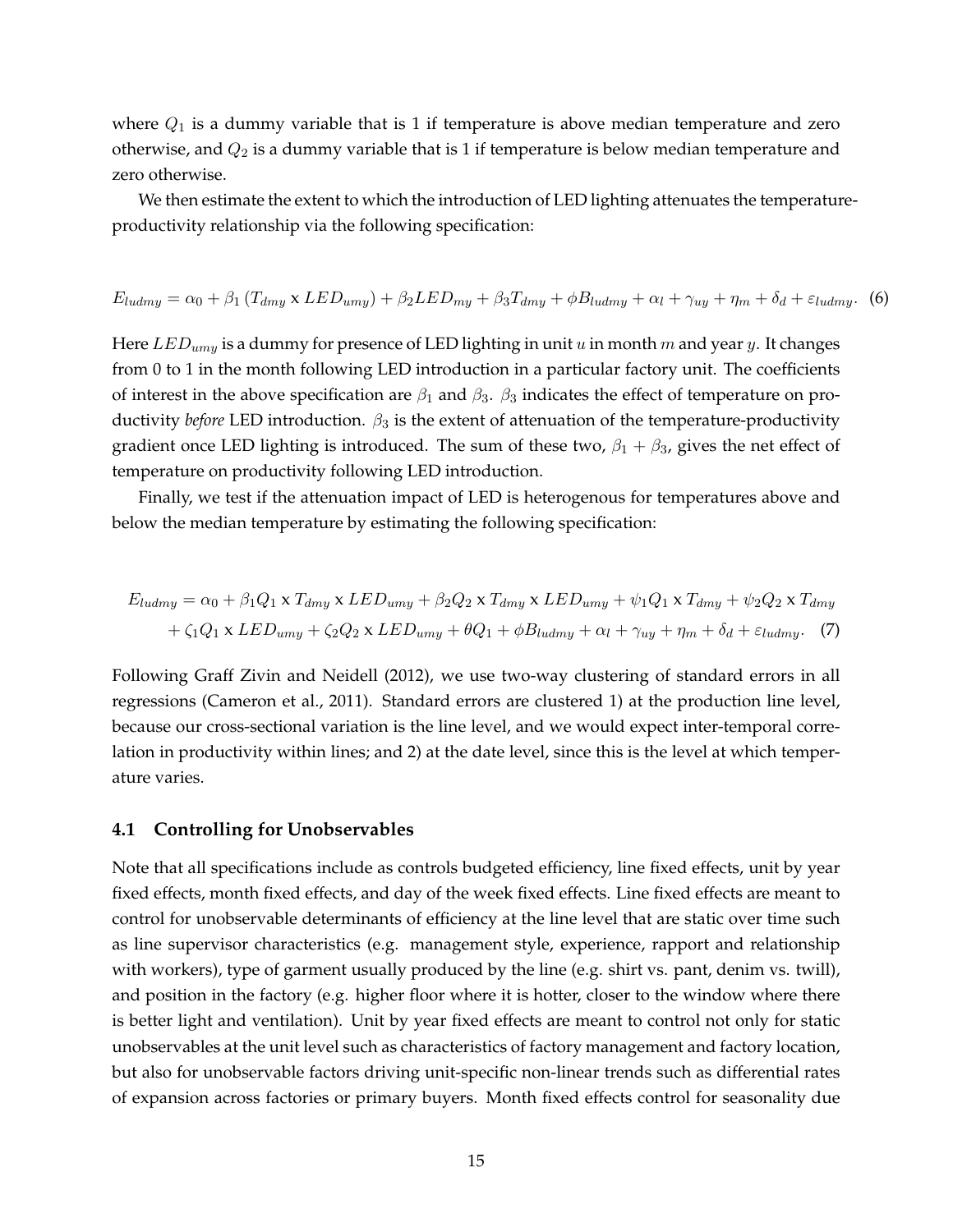where $Q_1$ is a dummy variable that is 1 if temperature is above median temperature and zero otherwise, and $Q_2$ is a dummy variable that is 1 if temperature is below median temperature and zero otherwise.

We then estimate the extent to which the introduction of LED lighting attenuates the temperature-productivity relationship via the following specification:

$$E_{ludmy} = \alpha_0 + \beta_1 \left(T_{dmy} \text{ x } LED_{umy}\right) + \beta_2 LED_{my} + \beta_3 T_{dmy} + \phi B_{ludmy} + \alpha_l + \gamma_{uy} + \eta_m + \delta_d + \varepsilon_{ludmy}. \quad (6)$$

Here $LED_{umy}$ is a dummy for presence of LED lighting in unit $u$ in month $m$ and year $y$. It changes from 0 to 1 in the month following LED introduction in a particular factory unit. The coefficients of interest in the above specification are $\beta_1$ and $\beta_3$. $\beta_3$ indicates the effect of temperature on productivity *before* LED introduction. $\beta_3$ is the extent of attenuation of the temperature-productivity gradient once LED lighting is introduced. The sum of these two, $\beta_1 + \beta_3$, gives the net effect of temperature on productivity following LED introduction.

Finally, we test if the attenuation impact of LED is heterogenous for temperatures above and below the median temperature by estimating the following specification:

$$\begin{aligned} E_{ludmy} = \alpha_0 &+ \beta_1 Q_1 \text{ x } T_{dmy} \text{ x } LED_{umy} + \beta_2 Q_2 \text{ x } T_{dmy} \text{ x } LED_{umy} + \psi_1 Q_1 \text{ x } T_{dmy} + \psi_2 Q_2 \text{ x } T_{dmy} \\ &+ \zeta_1 Q_1 \text{ x } LED_{umy} + \zeta_2 Q_2 \text{ x } LED_{umy} + \theta Q_1 + \phi B_{ludmy} + \alpha_l + \gamma_{uy} + \eta_m + \delta_d + \varepsilon_{ludmy}. \quad (7) \end{aligned}$$

Following Graff Zivin and Neidell (2012), we use two-way clustering of standard errors in all regressions (Cameron et al., 2011). Standard errors are clustered 1) at the production line level, because our cross-sectional variation is the line level, and we would expect inter-temporal correlation in productivity within lines; and 2) at the date level, since this is the level at which temperature varies.

### 4.1 Controlling for Unobservables

Note that all specifications include as controls budgeted efficiency, line fixed effects, unit by year fixed effects, month fixed effects, and day of the week fixed effects. Line fixed effects are meant to control for unobservable determinants of efficiency at the line level that are static over time such as line supervisor characteristics (e.g. management style, experience, rapport and relationship with workers), type of garment usually produced by the line (e.g. shirt vs. pant, denim vs. twill), and position in the factory (e.g. higher floor where it is hotter, closer to the window where there is better light and ventilation). Unit by year fixed effects are meant to control not only for static unobservables at the unit level such as characteristics of factory management and factory location, but also for unobservable factors driving unit-specific non-linear trends such as differential rates of expansion across factories or primary buyers. Month fixed effects control for seasonality due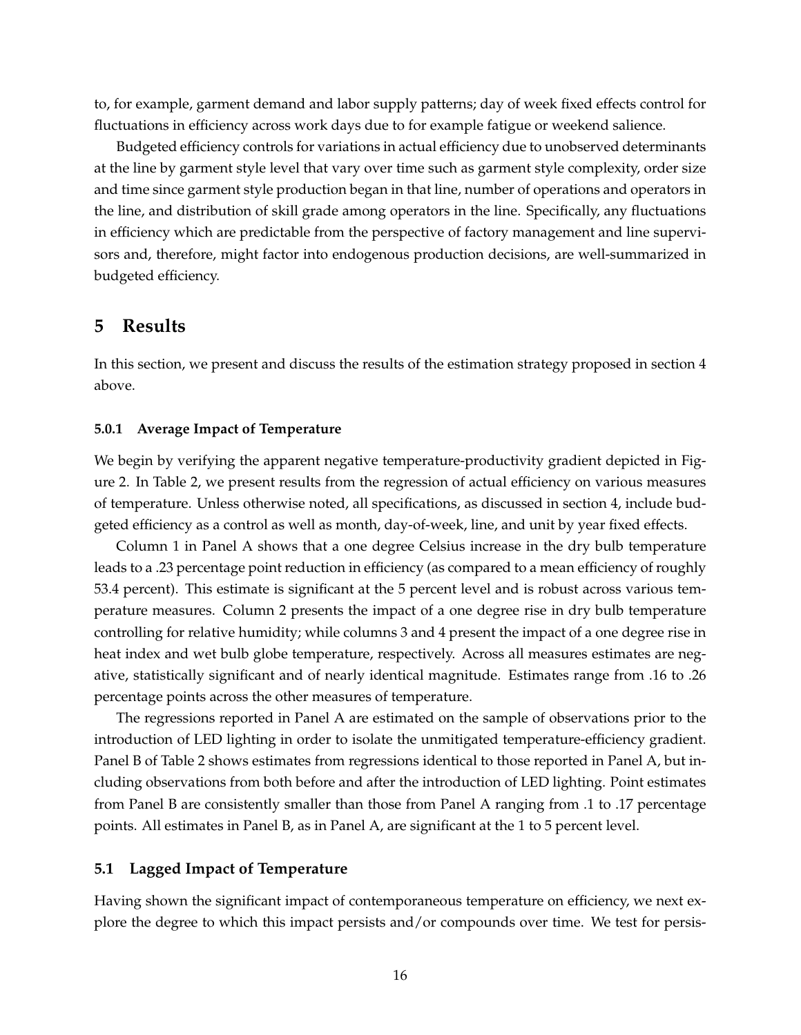to, for example, garment demand and labor supply patterns; day of week fixed effects control for fluctuations in efficiency across work days due to for example fatigue or weekend salience.

Budgeted efficiency controls for variations in actual efficiency due to unobserved determinants at the line by garment style level that vary over time such as garment style complexity, order size and time since garment style production began in that line, number of operations and operators in the line, and distribution of skill grade among operators in the line. Specifically, any fluctuations in efficiency which are predictable from the perspective of factory management and line supervisors and, therefore, might factor into endogenous production decisions, are well-summarized in budgeted efficiency.

# 5 Results

In this section, we present and discuss the results of the estimation strategy proposed in section 4 above.

#### 5.0.1 Average Impact of Temperature

We begin by verifying the apparent negative temperature-productivity gradient depicted in Figure 2. In Table 2, we present results from the regression of actual efficiency on various measures of temperature. Unless otherwise noted, all specifications, as discussed in section 4, include budgeted efficiency as a control as well as month, day-of-week, line, and unit by year fixed effects.

Column 1 in Panel A shows that a one degree Celsius increase in the dry bulb temperature leads to a .23 percentage point reduction in efficiency (as compared to a mean efficiency of roughly 53.4 percent). This estimate is significant at the 5 percent level and is robust across various temperature measures. Column 2 presents the impact of a one degree rise in dry bulb temperature controlling for relative humidity; while columns 3 and 4 present the impact of a one degree rise in heat index and wet bulb globe temperature, respectively. Across all measures estimates are negative, statistically significant and of nearly identical magnitude. Estimates range from .16 to .26 percentage points across the other measures of temperature.

The regressions reported in Panel A are estimated on the sample of observations prior to the introduction of LED lighting in order to isolate the unmitigated temperature-efficiency gradient. Panel B of Table 2 shows estimates from regressions identical to those reported in Panel A, but including observations from both before and after the introduction of LED lighting. Point estimates from Panel B are consistently smaller than those from Panel A ranging from .1 to .17 percentage points. All estimates in Panel B, as in Panel A, are significant at the 1 to 5 percent level.

## 5.1 Lagged Impact of Temperature

Having shown the significant impact of contemporaneous temperature on efficiency, we next explore the degree to which this impact persists and/or compounds over time. We test for persis-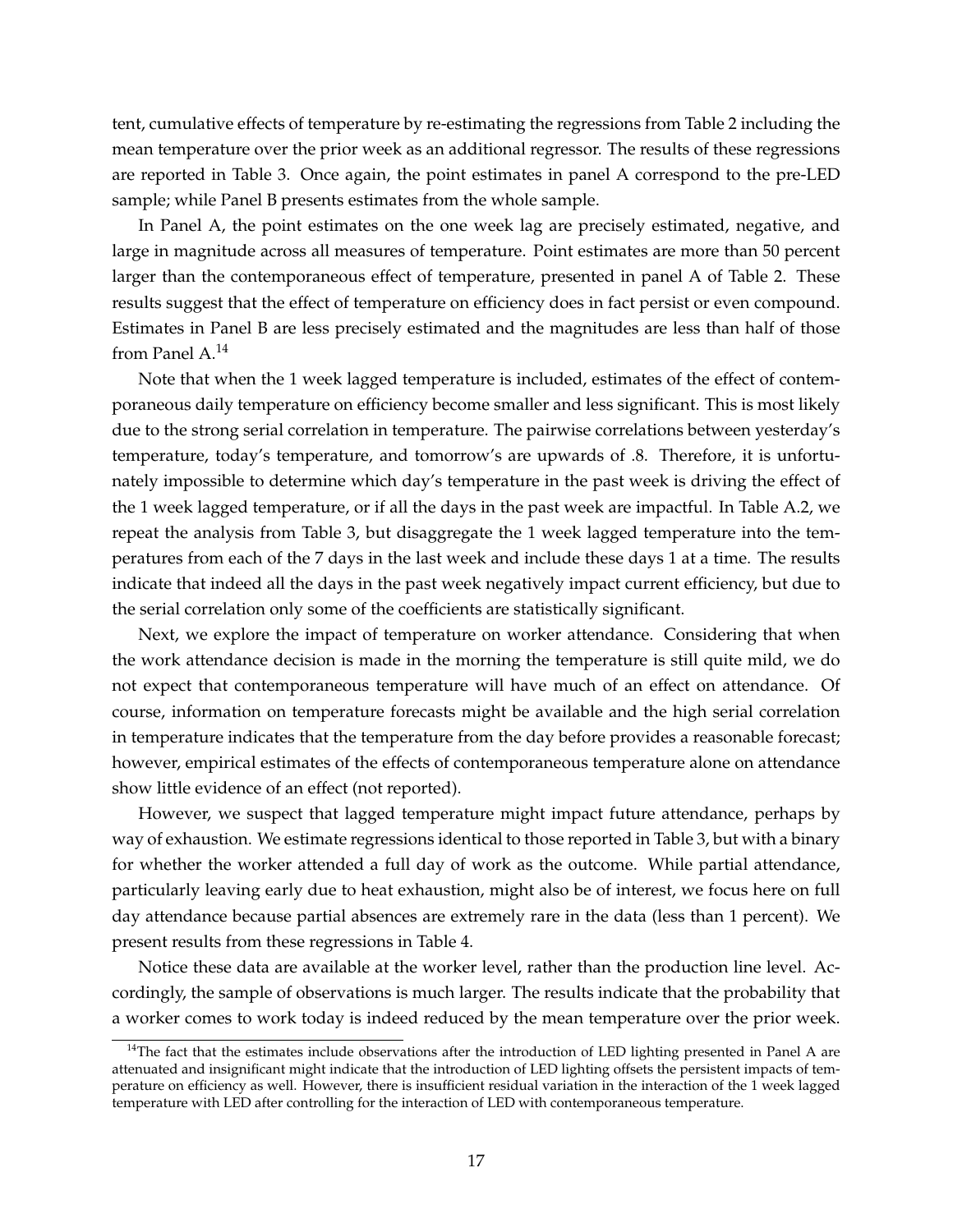tent, cumulative effects of temperature by re-estimating the regressions from Table 2 including the mean temperature over the prior week as an additional regressor. The results of these regressions are reported in Table 3. Once again, the point estimates in panel A correspond to the pre-LED sample; while Panel B presents estimates from the whole sample.

In Panel A, the point estimates on the one week lag are precisely estimated, negative, and large in magnitude across all measures of temperature. Point estimates are more than 50 percent larger than the contemporaneous effect of temperature, presented in panel A of Table 2. These results suggest that the effect of temperature on efficiency does in fact persist or even compound. Estimates in Panel B are less precisely estimated and the magnitudes are less than half of those from Panel A.[14]

Note that when the 1 week lagged temperature is included, estimates of the effect of contemporaneous daily temperature on efficiency become smaller and less significant. This is most likely due to the strong serial correlation in temperature. The pairwise correlations between yesterday's temperature, today's temperature, and tomorrow's are upwards of .8. Therefore, it is unfortunately impossible to determine which day's temperature in the past week is driving the effect of the 1 week lagged temperature, or if all the days in the past week are impactful. In Table A.2, we repeat the analysis from Table 3, but disaggregate the 1 week lagged temperature into the temperatures from each of the 7 days in the last week and include these days 1 at a time. The results indicate that indeed all the days in the past week negatively impact current efficiency, but due to the serial correlation only some of the coefficients are statistically significant.

Next, we explore the impact of temperature on worker attendance. Considering that when the work attendance decision is made in the morning the temperature is still quite mild, we do not expect that contemporaneous temperature will have much of an effect on attendance. Of course, information on temperature forecasts might be available and the high serial correlation in temperature indicates that the temperature from the day before provides a reasonable forecast; however, empirical estimates of the effects of contemporaneous temperature alone on attendance show little evidence of an effect (not reported).

However, we suspect that lagged temperature might impact future attendance, perhaps by way of exhaustion. We estimate regressions identical to those reported in Table 3, but with a binary for whether the worker attended a full day of work as the outcome. While partial attendance, particularly leaving early due to heat exhaustion, might also be of interest, we focus here on full day attendance because partial absences are extremely rare in the data (less than 1 percent). We present results from these regressions in Table 4.

Notice these data are available at the worker level, rather than the production line level. Accordingly, the sample of observations is much larger. The results indicate that the probability that a worker comes to work today is indeed reduced by the mean temperature over the prior week.

[14]The fact that the estimates include observations after the introduction of LED lighting presented in Panel A are attenuated and insignificant might indicate that the introduction of LED lighting offsets the persistent impacts of temperature on efficiency as well. However, there is insufficient residual variation in the interaction of the 1 week lagged temperature with LED after controlling for the interaction of LED with contemporaneous temperature.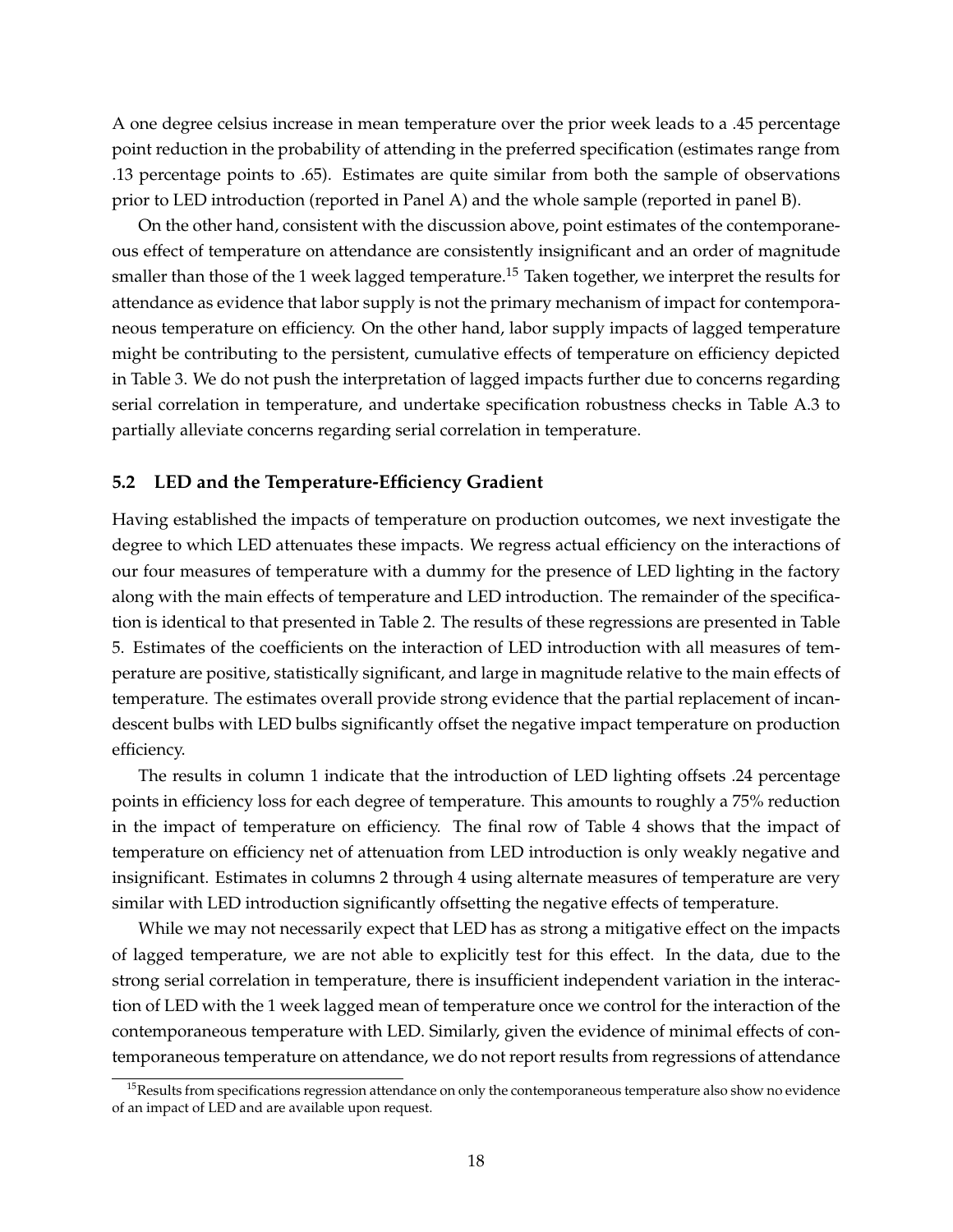A one degree celsius increase in mean temperature over the prior week leads to a .45 percentage point reduction in the probability of attending in the preferred specification (estimates range from .13 percentage points to .65). Estimates are quite similar from both the sample of observations prior to LED introduction (reported in Panel A) and the whole sample (reported in panel B).

On the other hand, consistent with the discussion above, point estimates of the contemporaneous effect of temperature on attendance are consistently insignificant and an order of magnitude smaller than those of the 1 week lagged temperature.[15] Taken together, we interpret the results for attendance as evidence that labor supply is not the primary mechanism of impact for contemporaneous temperature on efficiency. On the other hand, labor supply impacts of lagged temperature might be contributing to the persistent, cumulative effects of temperature on efficiency depicted in Table 3. We do not push the interpretation of lagged impacts further due to concerns regarding serial correlation in temperature, and undertake specification robustness checks in Table A.3 to partially alleviate concerns regarding serial correlation in temperature.

### 5.2 LED and the Temperature-Efficiency Gradient

Having established the impacts of temperature on production outcomes, we next investigate the degree to which LED attenuates these impacts. We regress actual efficiency on the interactions of our four measures of temperature with a dummy for the presence of LED lighting in the factory along with the main effects of temperature and LED introduction. The remainder of the specification is identical to that presented in Table 2. The results of these regressions are presented in Table 5. Estimates of the coefficients on the interaction of LED introduction with all measures of temperature are positive, statistically significant, and large in magnitude relative to the main effects of temperature. The estimates overall provide strong evidence that the partial replacement of incandescent bulbs with LED bulbs significantly offset the negative impact temperature on production efficiency.

The results in column 1 indicate that the introduction of LED lighting offsets .24 percentage points in efficiency loss for each degree of temperature. This amounts to roughly a 75% reduction in the impact of temperature on efficiency. The final row of Table 4 shows that the impact of temperature on efficiency net of attenuation from LED introduction is only weakly negative and insignificant. Estimates in columns 2 through 4 using alternate measures of temperature are very similar with LED introduction significantly offsetting the negative effects of temperature.

While we may not necessarily expect that LED has as strong a mitigative effect on the impacts of lagged temperature, we are not able to explicitly test for this effect. In the data, due to the strong serial correlation in temperature, there is insufficient independent variation in the interaction of LED with the 1 week lagged mean of temperature once we control for the interaction of the contemporaneous temperature with LED. Similarly, given the evidence of minimal effects of contemporaneous temperature on attendance, we do not report results from regressions of attendance

[15] Results from specifications regression attendance on only the contemporaneous temperature also show no evidence of an impact of LED and are available upon request.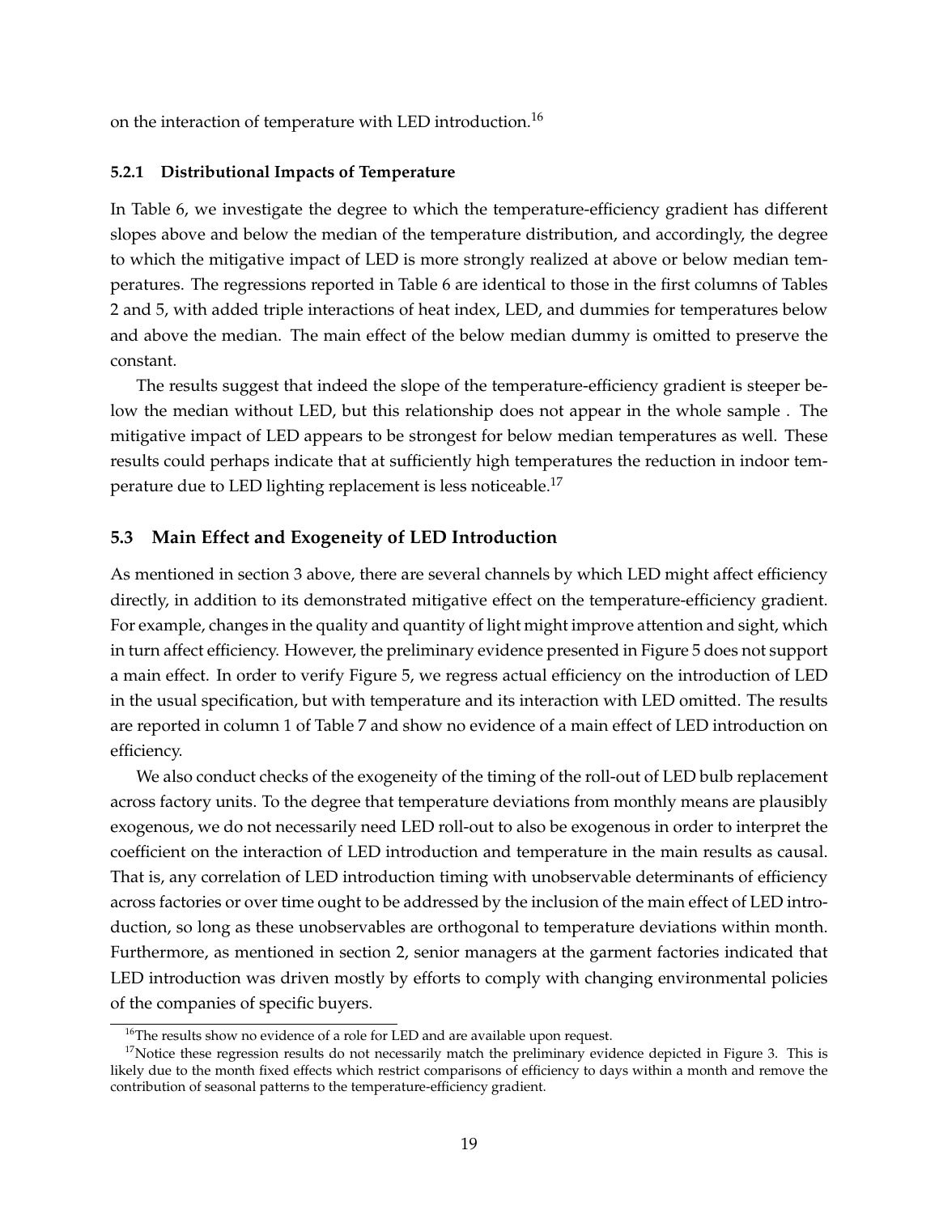on the interaction of temperature with LED introduction.[16]

#### 5.2.1 Distributional Impacts of Temperature

In Table 6, we investigate the degree to which the temperature-efficiency gradient has different slopes above and below the median of the temperature distribution, and accordingly, the degree to which the mitigative impact of LED is more strongly realized at above or below median temperatures. The regressions reported in Table 6 are identical to those in the first columns of Tables 2 and 5, with added triple interactions of heat index, LED, and dummies for temperatures below and above the median. The main effect of the below median dummy is omitted to preserve the constant.

The results suggest that indeed the slope of the temperature-efficiency gradient is steeper below the median without LED, but this relationship does not appear in the whole sample . The mitigative impact of LED appears to be strongest for below median temperatures as well. These results could perhaps indicate that at sufficiently high temperatures the reduction in indoor temperature due to LED lighting replacement is less noticeable.[17]

### 5.3 Main Effect and Exogeneity of LED Introduction

As mentioned in section 3 above, there are several channels by which LED might affect efficiency directly, in addition to its demonstrated mitigative effect on the temperature-efficiency gradient. For example, changes in the quality and quantity of light might improve attention and sight, which in turn affect efficiency. However, the preliminary evidence presented in Figure 5 does not support a main effect. In order to verify Figure 5, we regress actual efficiency on the introduction of LED in the usual specification, but with temperature and its interaction with LED omitted. The results are reported in column 1 of Table 7 and show no evidence of a main effect of LED introduction on efficiency.

We also conduct checks of the exogeneity of the timing of the roll-out of LED bulb replacement across factory units. To the degree that temperature deviations from monthly means are plausibly exogenous, we do not necessarily need LED roll-out to also be exogenous in order to interpret the coefficient on the interaction of LED introduction and temperature in the main results as causal. That is, any correlation of LED introduction timing with unobservable determinants of efficiency across factories or over time ought to be addressed by the inclusion of the main effect of LED introduction, so long as these unobservables are orthogonal to temperature deviations within month. Furthermore, as mentioned in section 2, senior managers at the garment factories indicated that LED introduction was driven mostly by efforts to comply with changing environmental policies of the companies of specific buyers.

[16] The results show no evidence of a role for LED and are available upon request.

[17] Notice these regression results do not necessarily match the preliminary evidence depicted in Figure 3. This is likely due to the month fixed effects which restrict comparisons of efficiency to days within a month and remove the contribution of seasonal patterns to the temperature-efficiency gradient.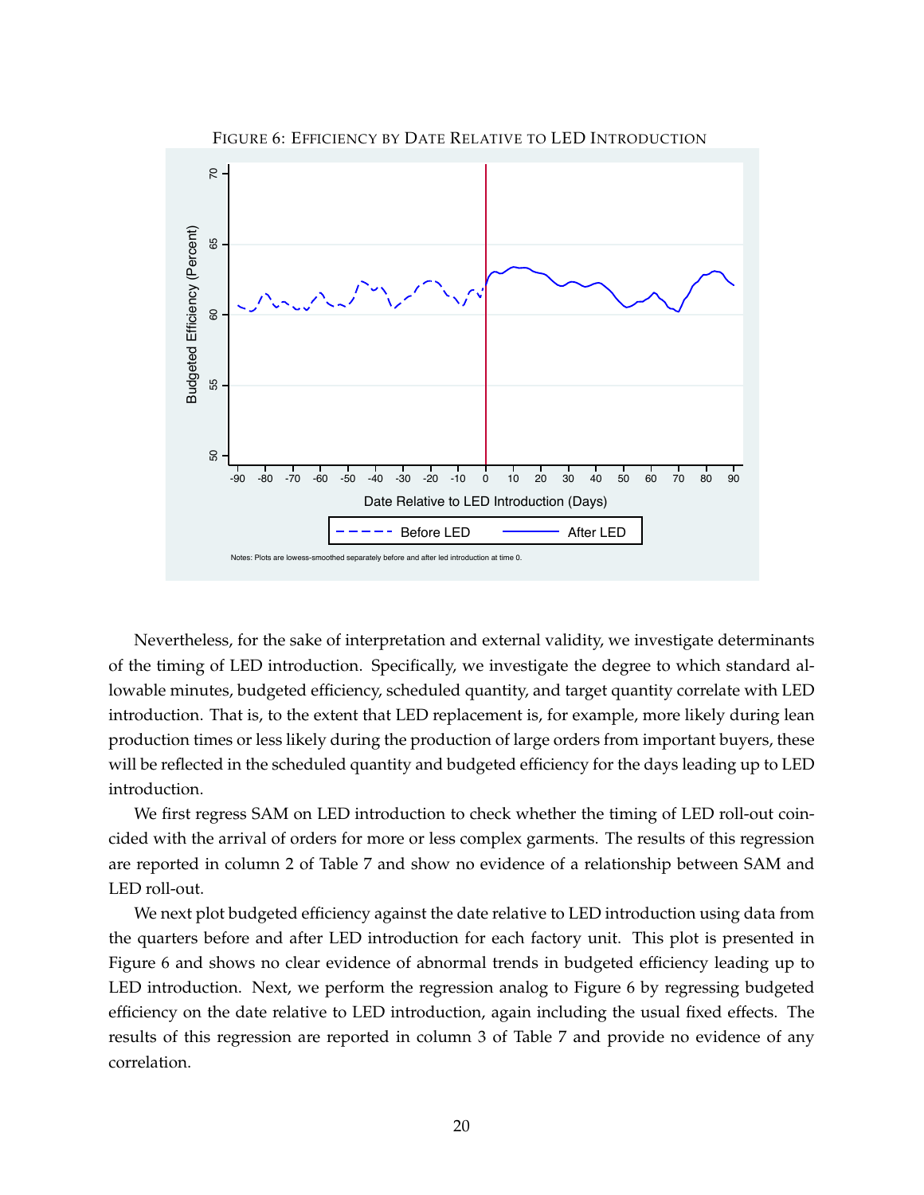FIGURE 6: EFFICIENCY BY DATE RELATIVE TO LED INTRODUCTION

Notes: Plots are lowess-smoothed separately before and after led introduction at time 0.

Nevertheless, for the sake of interpretation and external validity, we investigate determinants of the timing of LED introduction. Specifically, we investigate the degree to which standard allowable minutes, budgeted efficiency, scheduled quantity, and target quantity correlate with LED introduction. That is, to the extent that LED replacement is, for example, more likely during lean production times or less likely during the production of large orders from important buyers, these will be reflected in the scheduled quantity and budgeted efficiency for the days leading up to LED introduction.

We first regress SAM on LED introduction to check whether the timing of LED roll-out coincided with the arrival of orders for more or less complex garments. The results of this regression are reported in column 2 of Table 7 and show no evidence of a relationship between SAM and LED roll-out.

We next plot budgeted efficiency against the date relative to LED introduction using data from the quarters before and after LED introduction for each factory unit. This plot is presented in Figure 6 and shows no clear evidence of abnormal trends in budgeted efficiency leading up to LED introduction. Next, we perform the regression analog to Figure 6 by regressing budgeted efficiency on the date relative to LED introduction, again including the usual fixed effects. The results of this regression are reported in column 3 of Table 7 and provide no evidence of any correlation.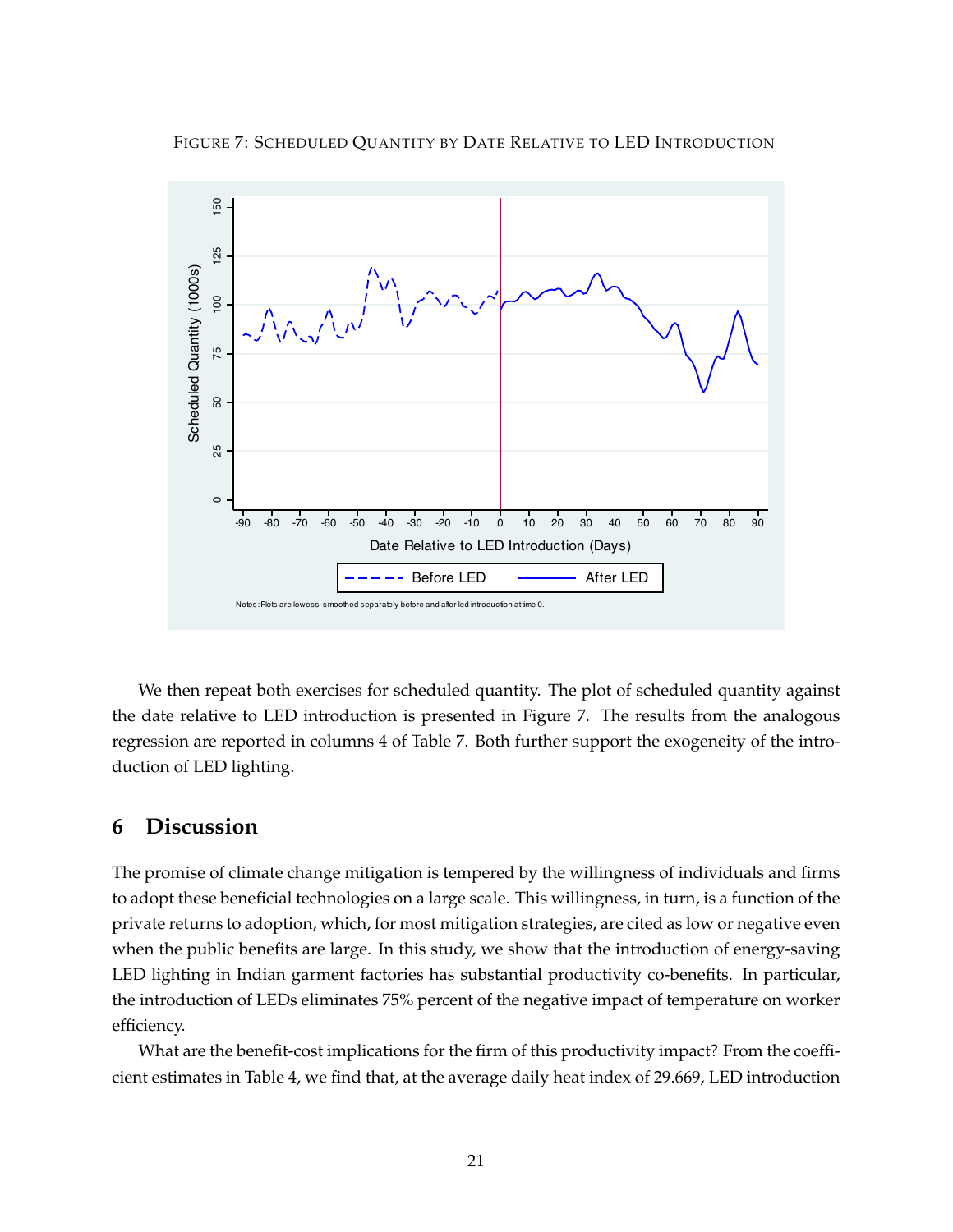FIGURE 7: SCHEDULED QUANTITY BY DATE RELATIVE TO LED INTRODUCTION

Notes: Plots are lowess-smoothed separately before and after led introduction at time 0.

We then repeat both exercises for scheduled quantity. The plot of scheduled quantity against the date relative to LED introduction is presented in Figure 7. The results from the analogous regression are reported in columns 4 of Table 7. Both further support the exogeneity of the introduction of LED lighting.

## 6 Discussion

The promise of climate change mitigation is tempered by the willingness of individuals and firms to adopt these beneficial technologies on a large scale. This willingness, in turn, is a function of the private returns to adoption, which, for most mitigation strategies, are cited as low or negative even when the public benefits are large. In this study, we show that the introduction of energy-saving LED lighting in Indian garment factories has substantial productivity co-benefits. In particular, the introduction of LEDs eliminates 75% percent of the negative impact of temperature on worker efficiency.

What are the benefit-cost implications for the firm of this productivity impact? From the coefficient estimates in Table 4, we find that, at the average daily heat index of 29.669, LED introduction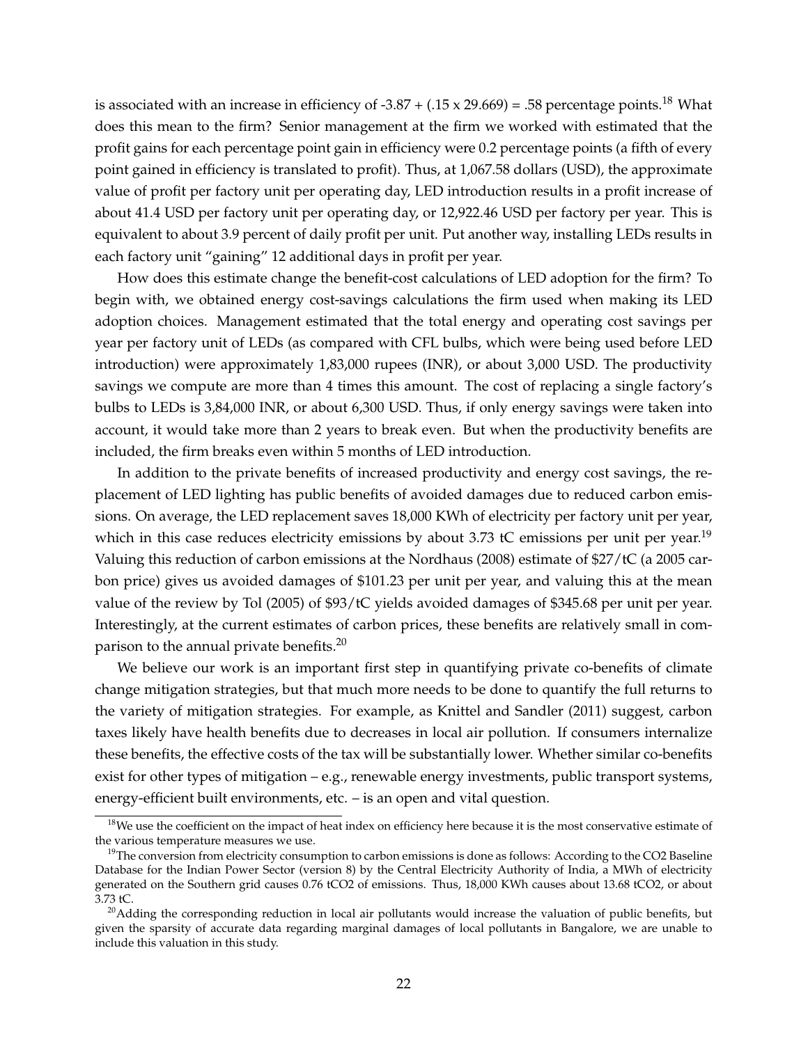is associated with an increase in efficiency of -3.87 + (.15 x 29.669) = .58 percentage points.[18] What does this mean to the firm? Senior management at the firm we worked with estimated that the profit gains for each percentage point gain in efficiency were 0.2 percentage points (a fifth of every point gained in efficiency is translated to profit). Thus, at 1,067.58 dollars (USD), the approximate value of profit per factory unit per operating day, LED introduction results in a profit increase of about 41.4 USD per factory unit per operating day, or 12,922.46 USD per factory per year. This is equivalent to about 3.9 percent of daily profit per unit. Put another way, installing LEDs results in each factory unit "gaining" 12 additional days in profit per year.

How does this estimate change the benefit-cost calculations of LED adoption for the firm? To begin with, we obtained energy cost-savings calculations the firm used when making its LED adoption choices. Management estimated that the total energy and operating cost savings per year per factory unit of LEDs (as compared with CFL bulbs, which were being used before LED introduction) were approximately 1,83,000 rupees (INR), or about 3,000 USD. The productivity savings we compute are more than 4 times this amount. The cost of replacing a single factory's bulbs to LEDs is 3,84,000 INR, or about 6,300 USD. Thus, if only energy savings were taken into account, it would take more than 2 years to break even. But when the productivity benefits are included, the firm breaks even within 5 months of LED introduction.

In addition to the private benefits of increased productivity and energy cost savings, the replacement of LED lighting has public benefits of avoided damages due to reduced carbon emissions. On average, the LED replacement saves 18,000 KWh of electricity per factory unit per year, which in this case reduces electricity emissions by about 3.73 tC emissions per unit per year.[19] Valuing this reduction of carbon emissions at the Nordhaus (2008) estimate of $27/tC (a 2005 carbon price) gives us avoided damages of $101.23 per unit per year, and valuing this at the mean value of the review by Tol (2005) of $93/tC yields avoided damages of $345.68 per unit per year. Interestingly, at the current estimates of carbon prices, these benefits are relatively small in comparison to the annual private benefits.[20]

We believe our work is an important first step in quantifying private co-benefits of climate change mitigation strategies, but that much more needs to be done to quantify the full returns to the variety of mitigation strategies. For example, as Knittel and Sandler (2011) suggest, carbon taxes likely have health benefits due to decreases in local air pollution. If consumers internalize these benefits, the effective costs of the tax will be substantially lower. Whether similar co-benefits exist for other types of mitigation – e.g., renewable energy investments, public transport systems, energy-efficient built environments, etc. – is an open and vital question.

---

[18] We use the coefficient on the impact of heat index on efficiency here because it is the most conservative estimate of the various temperature measures we use.

[19] The conversion from electricity consumption to carbon emissions is done as follows: According to the CO2 Baseline Database for the Indian Power Sector (version 8) by the Central Electricity Authority of India, a MWh of electricity generated on the Southern grid causes 0.76 $tCO_2$ of emissions. Thus, 18,000 KWh causes about 13.68 $tCO_2$, or about 3.73 tC.

[20] Adding the corresponding reduction in local air pollutants would increase the valuation of public benefits, but given the sparsity of accurate data regarding marginal damages of local pollutants in Bangalore, we are unable to include this valuation in this study.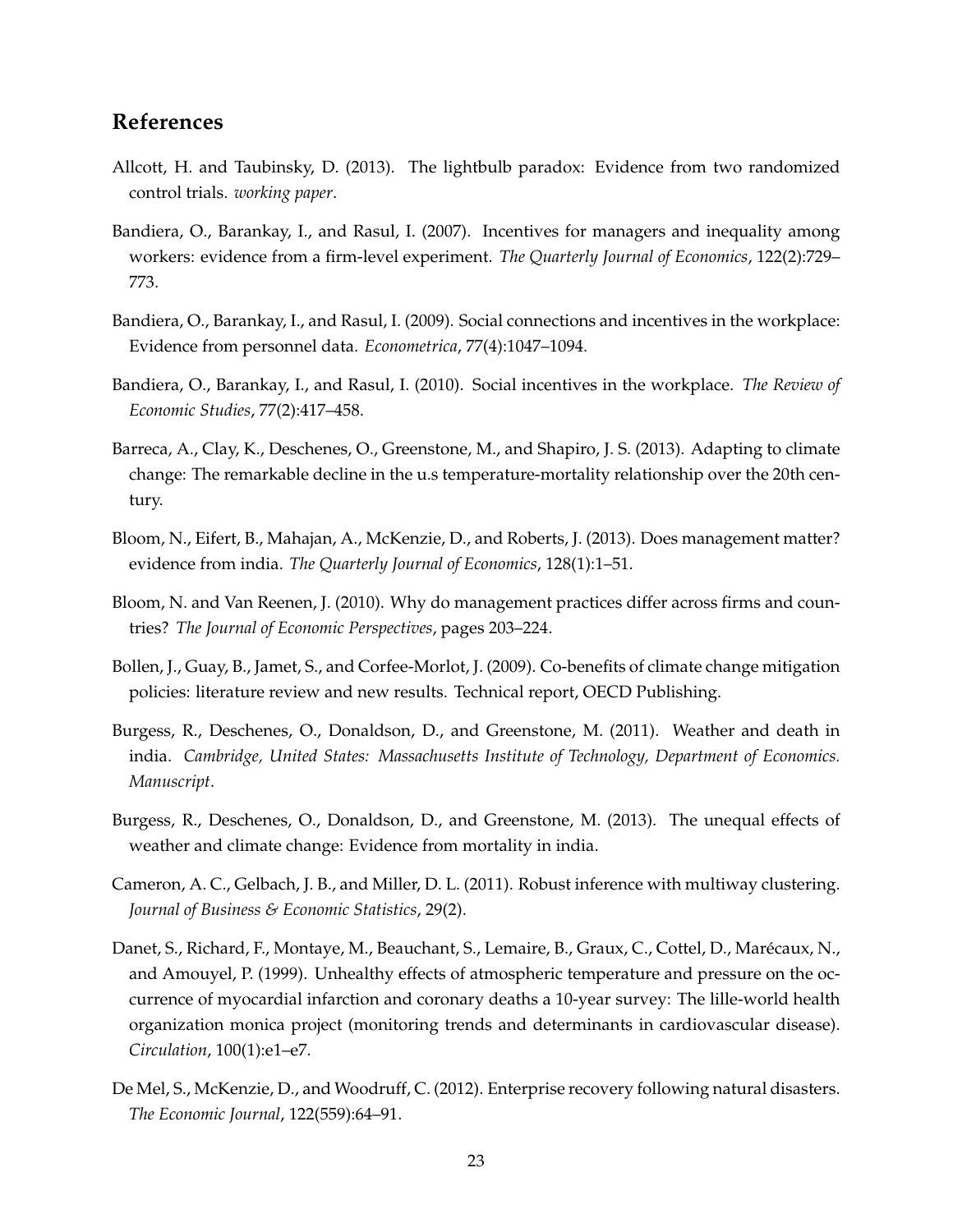## References

Allcott, H. and Taubinsky, D. (2013). The lightbulb paradox: Evidence from two randomized control trials. *working paper*.

Bandiera, O., Barankay, I., and Rasul, I. (2007). Incentives for managers and inequality among workers: evidence from a firm-level experiment. *The Quarterly Journal of Economics*, 122(2):729–773.

Bandiera, O., Barankay, I., and Rasul, I. (2009). Social connections and incentives in the workplace: Evidence from personnel data. *Econometrica*, 77(4):1047–1094.

Bandiera, O., Barankay, I., and Rasul, I. (2010). Social incentives in the workplace. *The Review of Economic Studies*, 77(2):417–458.

Barreca, A., Clay, K., Deschenes, O., Greenstone, M., and Shapiro, J. S. (2013). Adapting to climate change: The remarkable decline in the u.s temperature-mortality relationship over the 20th century.

Bloom, N., Eifert, B., Mahajan, A., McKenzie, D., and Roberts, J. (2013). Does management matter? evidence from india. *The Quarterly Journal of Economics*, 128(1):1–51.

Bloom, N. and Van Reenen, J. (2010). Why do management practices differ across firms and countries? *The Journal of Economic Perspectives*, pages 203–224.

Bollen, J., Guay, B., Jamet, S., and Corfee-Morlot, J. (2009). Co-benefits of climate change mitigation policies: literature review and new results. Technical report, OECD Publishing.

Burgess, R., Deschenes, O., Donaldson, D., and Greenstone, M. (2011). Weather and death in india. *Cambridge, United States: Massachusetts Institute of Technology, Department of Economics. Manuscript*.

Burgess, R., Deschenes, O., Donaldson, D., and Greenstone, M. (2013). The unequal effects of weather and climate change: Evidence from mortality in india.

Cameron, A. C., Gelbach, J. B., and Miller, D. L. (2011). Robust inference with multiway clustering. *Journal of Business & Economic Statistics*, 29(2).

Danet, S., Richard, F., Montaye, M., Beauchant, S., Lemaire, B., Graux, C., Cottel, D., Marécaux, N., and Amouyel, P. (1999). Unhealthy effects of atmospheric temperature and pressure on the occurrence of myocardial infarction and coronary deaths a 10-year survey: The lille-world health organization monica project (monitoring trends and determinants in cardiovascular disease). *Circulation*, 100(1):e1–e7.

De Mel, S., McKenzie, D., and Woodruff, C. (2012). Enterprise recovery following natural disasters. *The Economic Journal*, 122(559):64–91.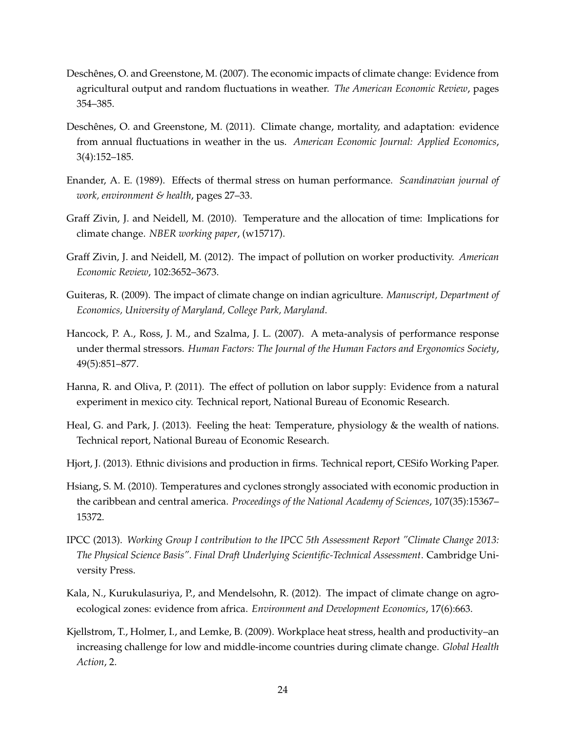Deschênes, O. and Greenstone, M. (2007). The economic impacts of climate change: Evidence from agricultural output and random fluctuations in weather. *The American Economic Review*, pages 354–385.

Deschênes, O. and Greenstone, M. (2011). Climate change, mortality, and adaptation: evidence from annual fluctuations in weather in the us. *American Economic Journal: Applied Economics*, 3(4):152–185.

Enander, A. E. (1989). Effects of thermal stress on human performance. *Scandinavian journal of work, environment & health*, pages 27–33.

Graff Zivin, J. and Neidell, M. (2010). Temperature and the allocation of time: Implications for climate change. *NBER working paper*, (w15717).

Graff Zivin, J. and Neidell, M. (2012). The impact of pollution on worker productivity. *American Economic Review*, 102:3652–3673.

Guiteras, R. (2009). The impact of climate change on indian agriculture. *Manuscript, Department of Economics, University of Maryland, College Park, Maryland*.

Hancock, P. A., Ross, J. M., and Szalma, J. L. (2007). A meta-analysis of performance response under thermal stressors. *Human Factors: The Journal of the Human Factors and Ergonomics Society*, 49(5):851–877.

Hanna, R. and Oliva, P. (2011). The effect of pollution on labor supply: Evidence from a natural experiment in mexico city. Technical report, National Bureau of Economic Research.

Heal, G. and Park, J. (2013). Feeling the heat: Temperature, physiology & the wealth of nations. Technical report, National Bureau of Economic Research.

Hjort, J. (2013). Ethnic divisions and production in firms. Technical report, CESifo Working Paper.

Hsiang, S. M. (2010). Temperatures and cyclones strongly associated with economic production in the caribbean and central america. *Proceedings of the National Academy of Sciences*, 107(35):15367–15372.

IPCC (2013). *Working Group I contribution to the IPCC 5th Assessment Report "Climate Change 2013: The Physical Science Basis". Final Draft Underlying Scientific-Technical Assessment*. Cambridge University Press.

Kala, N., Kurukulasuriya, P., and Mendelsohn, R. (2012). The impact of climate change on agro-ecological zones: evidence from africa. *Environment and Development Economics*, 17(6):663.

Kjellstrom, T., Holmer, I., and Lemke, B. (2009). Workplace heat stress, health and productivity–an increasing challenge for low and middle-income countries during climate change. *Global Health Action*, 2.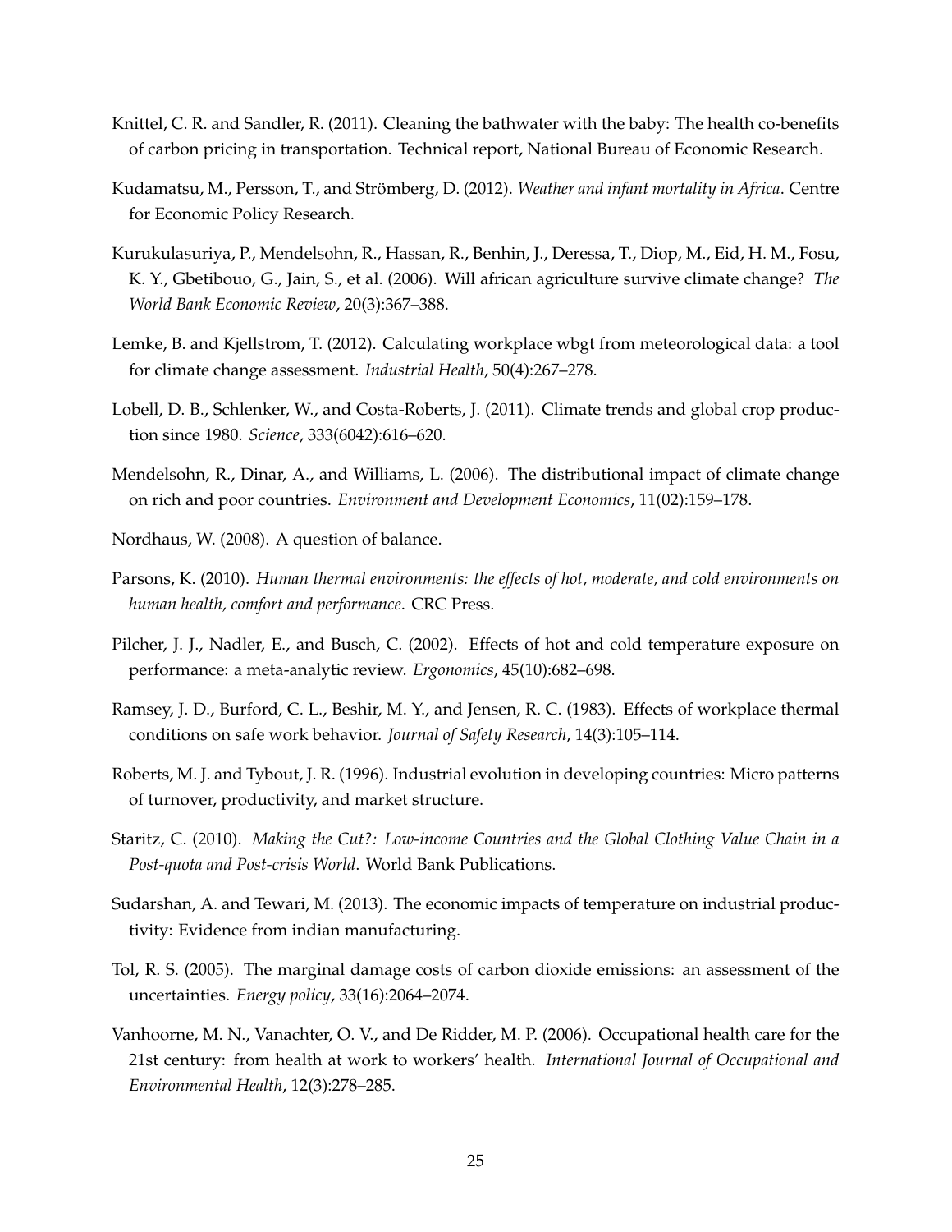Knittel, C. R. and Sandler, R. (2011). Cleaning the bathwater with the baby: The health co-benefits of carbon pricing in transportation. Technical report, National Bureau of Economic Research.

Kudamatsu, M., Persson, T., and Strömberg, D. (2012). *Weather and infant mortality in Africa*. Centre for Economic Policy Research.

Kurukulasuriya, P., Mendelsohn, R., Hassan, R., Benhin, J., Deressa, T., Diop, M., Eid, H. M., Fosu, K. Y., Gbetibouo, G., Jain, S., et al. (2006). Will african agriculture survive climate change? *The World Bank Economic Review*, 20(3):367–388.

Lemke, B. and Kjellstrom, T. (2012). Calculating workplace wbgt from meteorological data: a tool for climate change assessment. *Industrial Health*, 50(4):267–278.

Lobell, D. B., Schlenker, W., and Costa-Roberts, J. (2011). Climate trends and global crop production since 1980. *Science*, 333(6042):616–620.

Mendelsohn, R., Dinar, A., and Williams, L. (2006). The distributional impact of climate change on rich and poor countries. *Environment and Development Economics*, 11(02):159–178.

Nordhaus, W. (2008). A question of balance.

Parsons, K. (2010). *Human thermal environments: the effects of hot, moderate, and cold environments on human health, comfort and performance*. CRC Press.

Pilcher, J. J., Nadler, E., and Busch, C. (2002). Effects of hot and cold temperature exposure on performance: a meta-analytic review. *Ergonomics*, 45(10):682–698.

Ramsey, J. D., Burford, C. L., Beshir, M. Y., and Jensen, R. C. (1983). Effects of workplace thermal conditions on safe work behavior. *Journal of Safety Research*, 14(3):105–114.

Roberts, M. J. and Tybout, J. R. (1996). Industrial evolution in developing countries: Micro patterns of turnover, productivity, and market structure.

Staritz, C. (2010). *Making the Cut?: Low-income Countries and the Global Clothing Value Chain in a Post-quota and Post-crisis World*. World Bank Publications.

Sudarshan, A. and Tewari, M. (2013). The economic impacts of temperature on industrial productivity: Evidence from indian manufacturing.

Tol, R. S. (2005). The marginal damage costs of carbon dioxide emissions: an assessment of the uncertainties. *Energy policy*, 33(16):2064–2074.

Vanhoorne, M. N., Vanachter, O. V., and De Ridder, M. P. (2006). Occupational health care for the 21st century: from health at work to workers' health. *International Journal of Occupational and Environmental Health*, 12(3):278–285.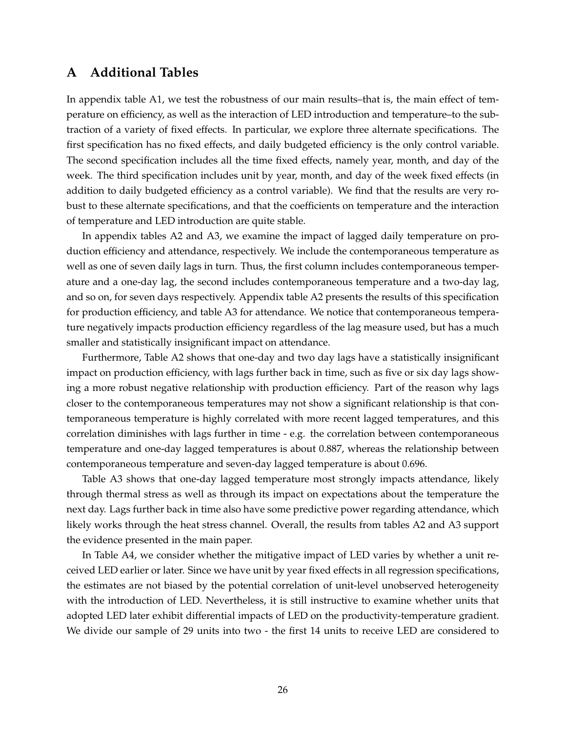# A Additional Tables

In appendix table A1, we test the robustness of our main results–that is, the main effect of temperature on efficiency, as well as the interaction of LED introduction and temperature–to the subtraction of a variety of fixed effects. In particular, we explore three alternate specifications. The first specification has no fixed effects, and daily budgeted efficiency is the only control variable. The second specification includes all the time fixed effects, namely year, month, and day of the week. The third specification includes unit by year, month, and day of the week fixed effects (in addition to daily budgeted efficiency as a control variable). We find that the results are very robust to these alternate specifications, and that the coefficients on temperature and the interaction of temperature and LED introduction are quite stable.

In appendix tables A2 and A3, we examine the impact of lagged daily temperature on production efficiency and attendance, respectively. We include the contemporaneous temperature as well as one of seven daily lags in turn. Thus, the first column includes contemporaneous temperature and a one-day lag, the second includes contemporaneous temperature and a two-day lag, and so on, for seven days respectively. Appendix table A2 presents the results of this specification for production efficiency, and table A3 for attendance. We notice that contemporaneous temperature negatively impacts production efficiency regardless of the lag measure used, but has a much smaller and statistically insignificant impact on attendance.

Furthermore, Table A2 shows that one-day and two day lags have a statistically insignificant impact on production efficiency, with lags further back in time, such as five or six day lags showing a more robust negative relationship with production efficiency. Part of the reason why lags closer to the contemporaneous temperatures may not show a significant relationship is that contemporaneous temperature is highly correlated with more recent lagged temperatures, and this correlation diminishes with lags further in time - e.g. the correlation between contemporaneous temperature and one-day lagged temperatures is about 0.887, whereas the relationship between contemporaneous temperature and seven-day lagged temperature is about 0.696.

Table A3 shows that one-day lagged temperature most strongly impacts attendance, likely through thermal stress as well as through its impact on expectations about the temperature the next day. Lags further back in time also have some predictive power regarding attendance, which likely works through the heat stress channel. Overall, the results from tables A2 and A3 support the evidence presented in the main paper.

In Table A4, we consider whether the mitigative impact of LED varies by whether a unit received LED earlier or later. Since we have unit by year fixed effects in all regression specifications, the estimates are not biased by the potential correlation of unit-level unobserved heterogeneity with the introduction of LED. Nevertheless, it is still instructive to examine whether units that adopted LED later exhibit differential impacts of LED on the productivity-temperature gradient. We divide our sample of 29 units into two - the first 14 units to receive LED are considered to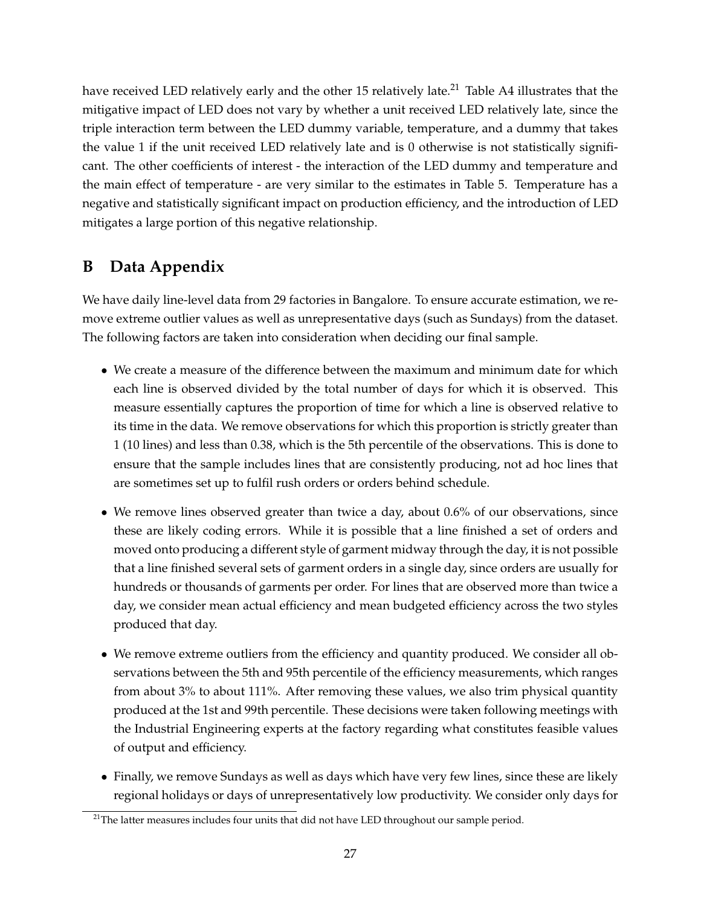have received LED relatively early and the other 15 relatively late.[21] Table A4 illustrates that the mitigative impact of LED does not vary by whether a unit received LED relatively late, since the triple interaction term between the LED dummy variable, temperature, and a dummy that takes the value 1 if the unit received LED relatively late and is 0 otherwise is not statistically significant. The other coefficients of interest - the interaction of the LED dummy and temperature and the main effect of temperature - are very similar to the estimates in Table 5. Temperature has a negative and statistically significant impact on production efficiency, and the introduction of LED mitigates a large portion of this negative relationship.

# B Data Appendix

We have daily line-level data from 29 factories in Bangalore. To ensure accurate estimation, we remove extreme outlier values as well as unrepresentative days (such as Sundays) from the dataset. The following factors are taken into consideration when deciding our final sample.

- We create a measure of the difference between the maximum and minimum date for which each line is observed divided by the total number of days for which it is observed. This measure essentially captures the proportion of time for which a line is observed relative to its time in the data. We remove observations for which this proportion is strictly greater than 1 (10 lines) and less than 0.38, which is the 5th percentile of the observations. This is done to ensure that the sample includes lines that are consistently producing, not ad hoc lines that are sometimes set up to fulfil rush orders or orders behind schedule.
- We remove lines observed greater than twice a day, about 0.6% of our observations, since these are likely coding errors. While it is possible that a line finished a set of orders and moved onto producing a different style of garment midway through the day, it is not possible that a line finished several sets of garment orders in a single day, since orders are usually for hundreds or thousands of garments per order. For lines that are observed more than twice a day, we consider mean actual efficiency and mean budgeted efficiency across the two styles produced that day.
- We remove extreme outliers from the efficiency and quantity produced. We consider all observations between the 5th and 95th percentile of the efficiency measurements, which ranges from about 3% to about 111%. After removing these values, we also trim physical quantity produced at the 1st and 99th percentile. These decisions were taken following meetings with the Industrial Engineering experts at the factory regarding what constitutes feasible values of output and efficiency.
- Finally, we remove Sundays as well as days which have very few lines, since these are likely regional holidays or days of unrepresentatively low productivity. We consider only days for

[21] The latter measures includes four units that did not have LED throughout our sample period.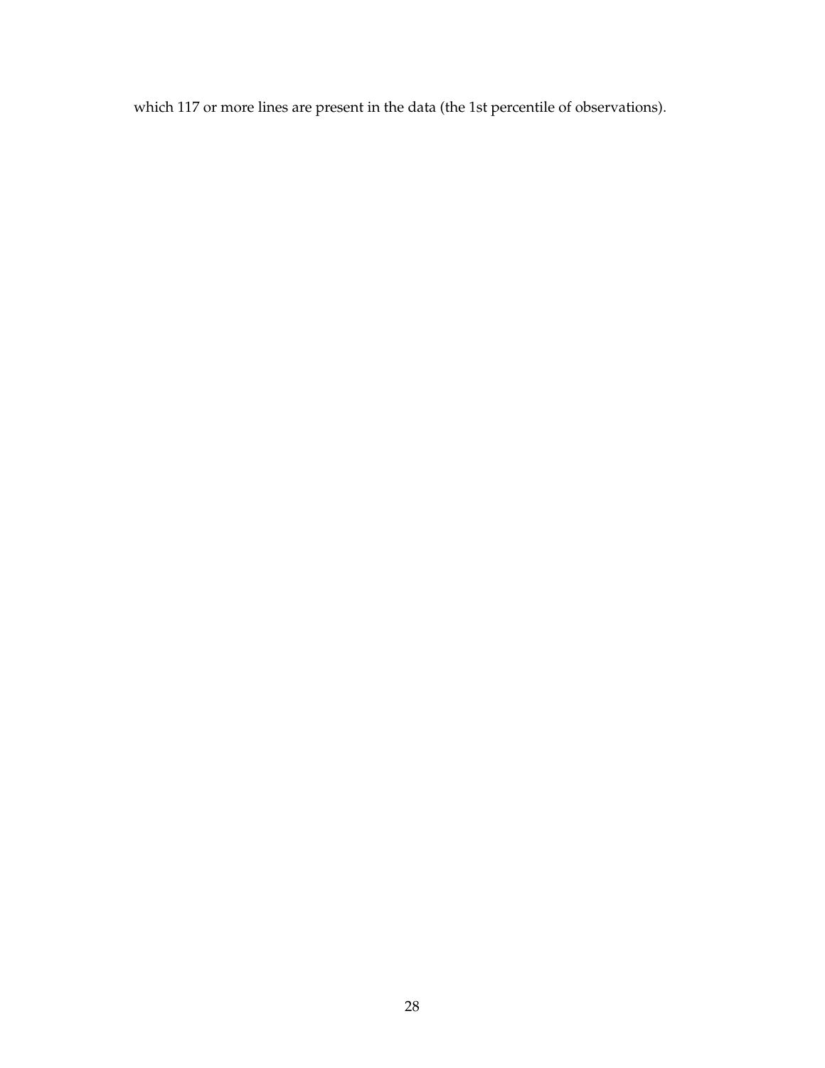which 117 or more lines are present in the data (the 1st percentile of observations).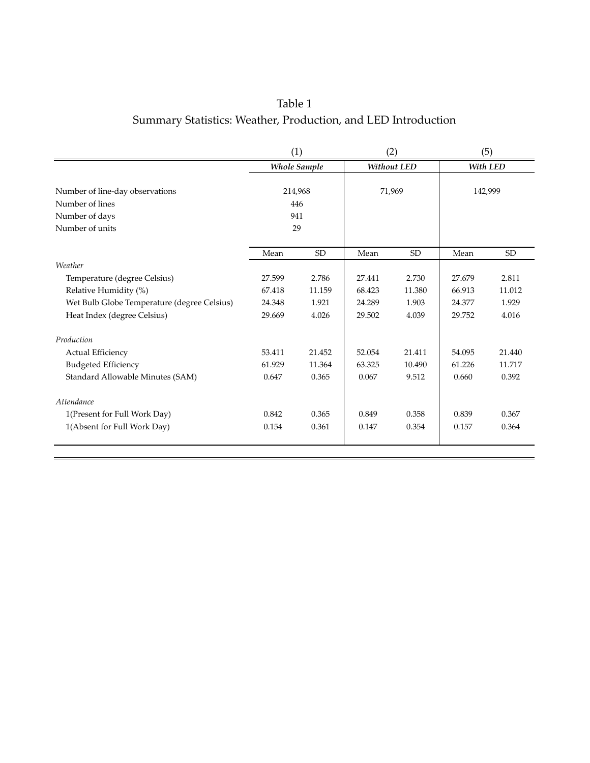# Table 1
## Summary Statistics: Weather, Production, and LED Introduction

| | (1) | | (2) | | (5) | |
|---|---|---|---|---|---|---|
| | ***Whole Sample*** | | ***Without LED*** | | ***With LED*** | |
| Number of line-day observations | 214,968 | | 71,969 | | 142,999 | |
| Number of lines | 446 | | | | | |
| Number of days | 941 | | | | | |
| Number of units | 29 | | | | | |
| | Mean | SD | Mean | SD | Mean | SD |
| *Weather* | | | | | | |
| Temperature (degree Celsius) | 27.599 | 2.786 | 27.441 | 2.730 | 27.679 | 2.811 |
| Relative Humidity (%) | 67.418 | 11.159 | 68.423 | 11.380 | 66.913 | 11.012 |
| Wet Bulb Globe Temperature (degree Celsius) | 24.348 | 1.921 | 24.289 | 1.903 | 24.377 | 1.929 |
| Heat Index (degree Celsius) | 29.669 | 4.026 | 29.502 | 4.039 | 29.752 | 4.016 |
| *Production* | | | | | | |
| Actual Efficiency | 53.411 | 21.452 | 52.054 | 21.411 | 54.095 | 21.440 |
| Budgeted Efficiency | 61.929 | 11.364 | 63.325 | 10.490 | 61.226 | 11.717 |
| Standard Allowable Minutes (SAM) | 0.647 | 0.365 | 0.067 | 9.512 | 0.660 | 0.392 |
| *Attendance* | | | | | | |
| 1(Present for Full Work Day) | 0.842 | 0.365 | 0.849 | 0.358 | 0.839 | 0.367 |
| 1(Absent for Full Work Day) | 0.154 | 0.361 | 0.147 | 0.354 | 0.157 | 0.364 |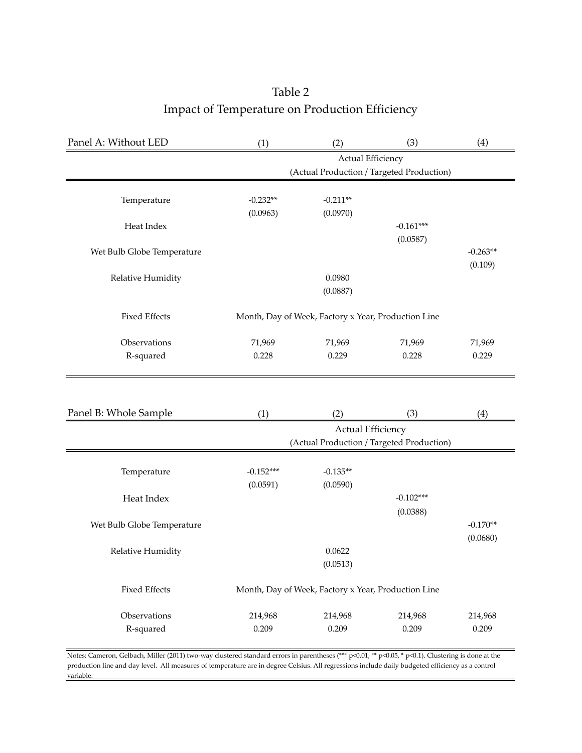# Table 2

## Impact of Temperature on Production Efficiency

| Panel A: Without LED | (1) | (2) | (3) | (4) |
|---|---|---|---|---|
| | Actual Efficiency (Actual Production / Targeted Production) | | | |
| Temperature | -0.232** | -0.211** | | |
| | (0.0963) | (0.0970) | | |
| Heat Index | | | -0.161*** | |
| | | | (0.0587) | |
| Wet Bulb Globe Temperature | | | | -0.263** |
| | | | | (0.109) |
| Relative Humidity | | 0.0980 | | |
| | | (0.0887) | | |
| Fixed Effects | Month, Day of Week, Factory x Year, Production Line | | | |
| Observations | 71,969 | 71,969 | 71,969 | 71,969 |
| R-squared | 0.228 | 0.229 | 0.228 | 0.229 |

| Panel B: Whole Sample | (1) | (2) | (3) | (4) |
|---|---|---|---|---|
| | Actual Efficiency (Actual Production / Targeted Production) | | | |
| Temperature | -0.152*** | -0.135** | | |
| | (0.0591) | (0.0590) | | |
| Heat Index | | | -0.102*** | |
| | | | (0.0388) | |
| Wet Bulb Globe Temperature | | | | -0.170** |
| | | | | (0.0680) |
| Relative Humidity | | 0.0622 | | |
| | | (0.0513) | | |
| Fixed Effects | Month, Day of Week, Factory x Year, Production Line | | | |
| Observations | 214,968 | 214,968 | 214,968 | 214,968 |
| R-squared | 0.209 | 0.209 | 0.209 | 0.209 |

Notes: Cameron, Gelbach, Miller (2011) two-way clustered standard errors in parentheses (*** p<0.01, ** p<0.05, * p<0.1). Clustering is done at the production line and day level. All measures of temperature are in degree Celsius. All regressions include daily budgeted efficiency as a control variable.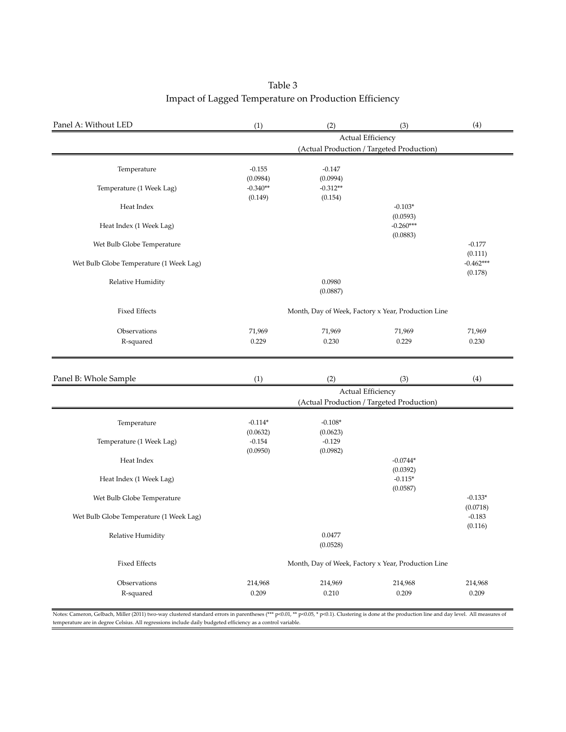Table 3
Impact of Lagged Temperature on Production Efficiency

| Panel A: Without LED | (1) | (2) | (3) | (4) |
|---|---|---|---|---|
| | Actual Efficiency (Actual Production / Targeted Production) | | | |
| Temperature | -0.155 | -0.147 | | |
| | (0.0984) | (0.0994) | | |
| Temperature (1 Week Lag) | -0.340** | -0.312** | | |
| | (0.149) | (0.154) | | |
| Heat Index | | | -0.103* | |
| | | | (0.0593) | |
| Heat Index (1 Week Lag) | | | -0.260*** | |
| | | | (0.0883) | |
| Wet Bulb Globe Temperature | | | | -0.177 |
| | | | | (0.111) |
| Wet Bulb Globe Temperature (1 Week Lag) | | | | -0.462*** |
| | | | | (0.178) |
| Relative Humidity | | 0.0980 | | |
| | | (0.0887) | | |
| Fixed Effects | Month, Day of Week, Factory x Year, Production Line | | | |
| Observations | 71,969 | 71,969 | 71,969 | 71,969 |
| R-squared | 0.229 | 0.230 | 0.229 | 0.230 |

| Panel B: Whole Sample | (1) | (2) | (3) | (4) |
|---|---|---|---|---|
| | Actual Efficiency (Actual Production / Targeted Production) | | | |
| Temperature | -0.114* | -0.108* | | |
| | (0.0632) | (0.0623) | | |
| Temperature (1 Week Lag) | -0.154 | -0.129 | | |
| | (0.0950) | (0.0982) | | |
| Heat Index | | | -0.0744* | |
| | | | (0.0392) | |
| Heat Index (1 Week Lag) | | | -0.115* | |
| | | | (0.0587) | |
| Wet Bulb Globe Temperature | | | | -0.133* |
| | | | | (0.0718) |
| Wet Bulb Globe Temperature (1 Week Lag) | | | | -0.183 |
| | | | | (0.116) |
| Relative Humidity | | 0.0477 | | |
| | | (0.0528) | | |
| Fixed Effects | Month, Day of Week, Factory x Year, Production Line | | | |
| Observations | 214,968 | 214,969 | 214,968 | 214,968 |
| R-squared | 0.209 | 0.210 | 0.209 | 0.209 |

Notes: Cameron, Gelbach, Miller (2011) two-way clustered standard errors in parentheses (*** p<0.01, ** p<0.05, * p<0.1). Clustering is done at the production line and day level. All measures of temperature are in degree Celsius. All regressions include daily budgeted efficiency as a control variable.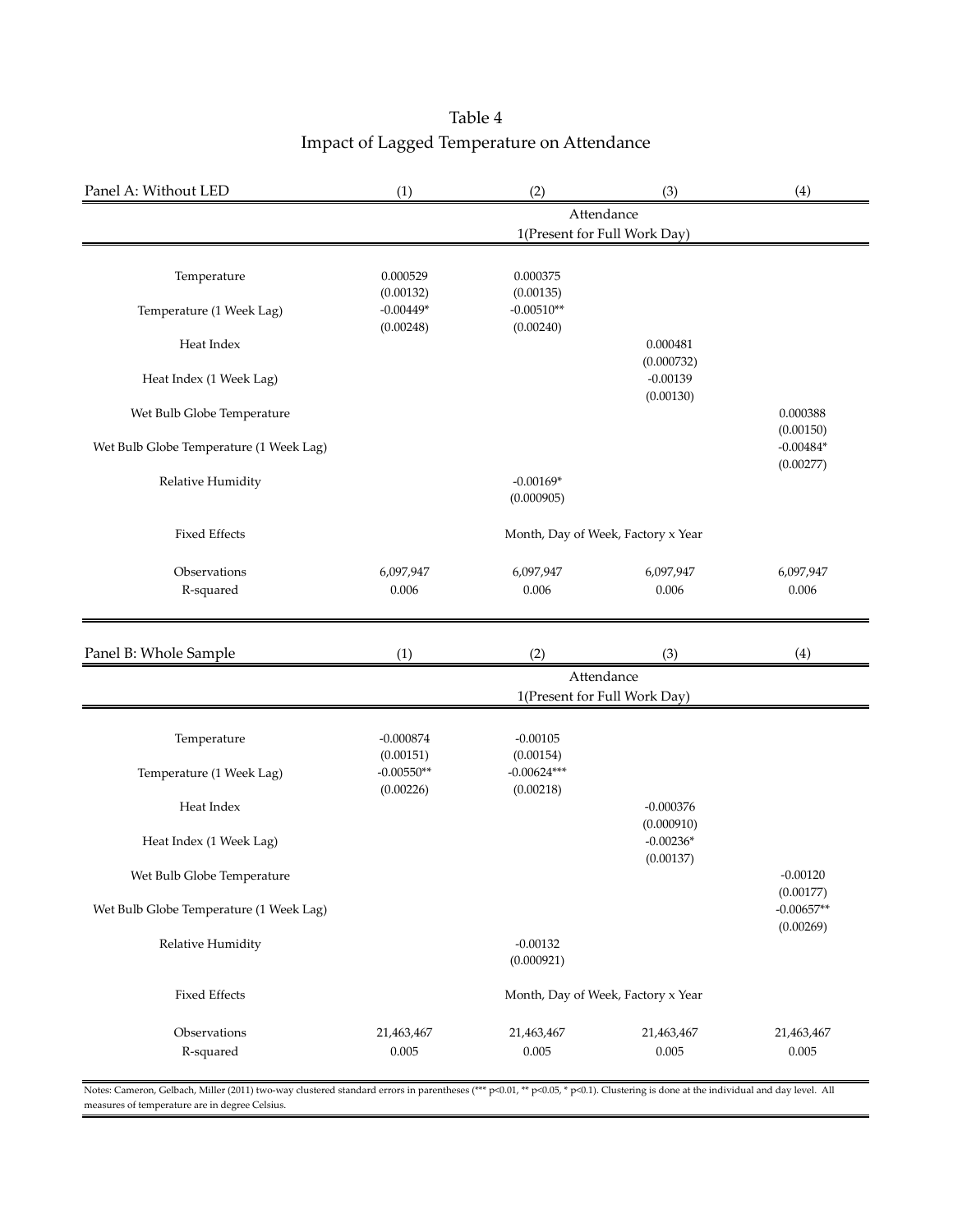# Table 4
## Impact of Lagged Temperature on Attendance

| Panel A: Without LED | (1) | (2) | (3) | (4) |
|---|---|---|---|---|
| | Attendance 1(Present for Full Work Day) | | | |
| Temperature | 0.000529 | 0.000375 | | |
| | (0.00132) | (0.00135) | | |
| Temperature (1 Week Lag) | -0.00449* | -0.00510** | | |
| | (0.00248) | (0.00240) | | |
| Heat Index | | | 0.000481 | |
| | | | (0.000732) | |
| Heat Index (1 Week Lag) | | | -0.00139 | |
| | | | (0.00130) | |
| Wet Bulb Globe Temperature | | | | 0.000388 |
| | | | | (0.00150) |
| Wet Bulb Globe Temperature (1 Week Lag) | | | | -0.00484* |
| | | | | (0.00277) |
| Relative Humidity | | -0.00169* | | |
| | | (0.000905) | | |
| Fixed Effects | Month, Day of Week, Factory x Year | | | |
| Observations | 6,097,947 | 6,097,947 | 6,097,947 | 6,097,947 |
| R-squared | 0.006 | 0.006 | 0.006 | 0.006 |

| Panel B: Whole Sample | (1) | (2) | (3) | (4) |
|---|---|---|---|---|
| | Attendance 1(Present for Full Work Day) | | | |
| Temperature | -0.000874 | -0.00105 | | |
| | (0.00151) | (0.00154) | | |
| Temperature (1 Week Lag) | -0.00550** | -0.00624*** | | |
| | (0.00226) | (0.00218) | | |
| Heat Index | | | -0.000376 | |
| | | | (0.000910) | |
| Heat Index (1 Week Lag) | | | -0.00236* | |
| | | | (0.00137) | |
| Wet Bulb Globe Temperature | | | | -0.00120 |
| | | | | (0.00177) |
| Wet Bulb Globe Temperature (1 Week Lag) | | | | -0.00657** |
| | | | | (0.00269) |
| Relative Humidity | | -0.00132 | | |
| | | (0.000921) | | |
| Fixed Effects | Month, Day of Week, Factory x Year | | | |
| Observations | 21,463,467 | 21,463,467 | 21,463,467 | 21,463,467 |
| R-squared | 0.005 | 0.005 | 0.005 | 0.005 |

Notes: Cameron, Gelbach, Miller (2011) two-way clustered standard errors in parentheses (*** p<0.01, ** p<0.05, * p<0.1). Clustering is done at the individual and day level. All measures of temperature are in degree Celsius.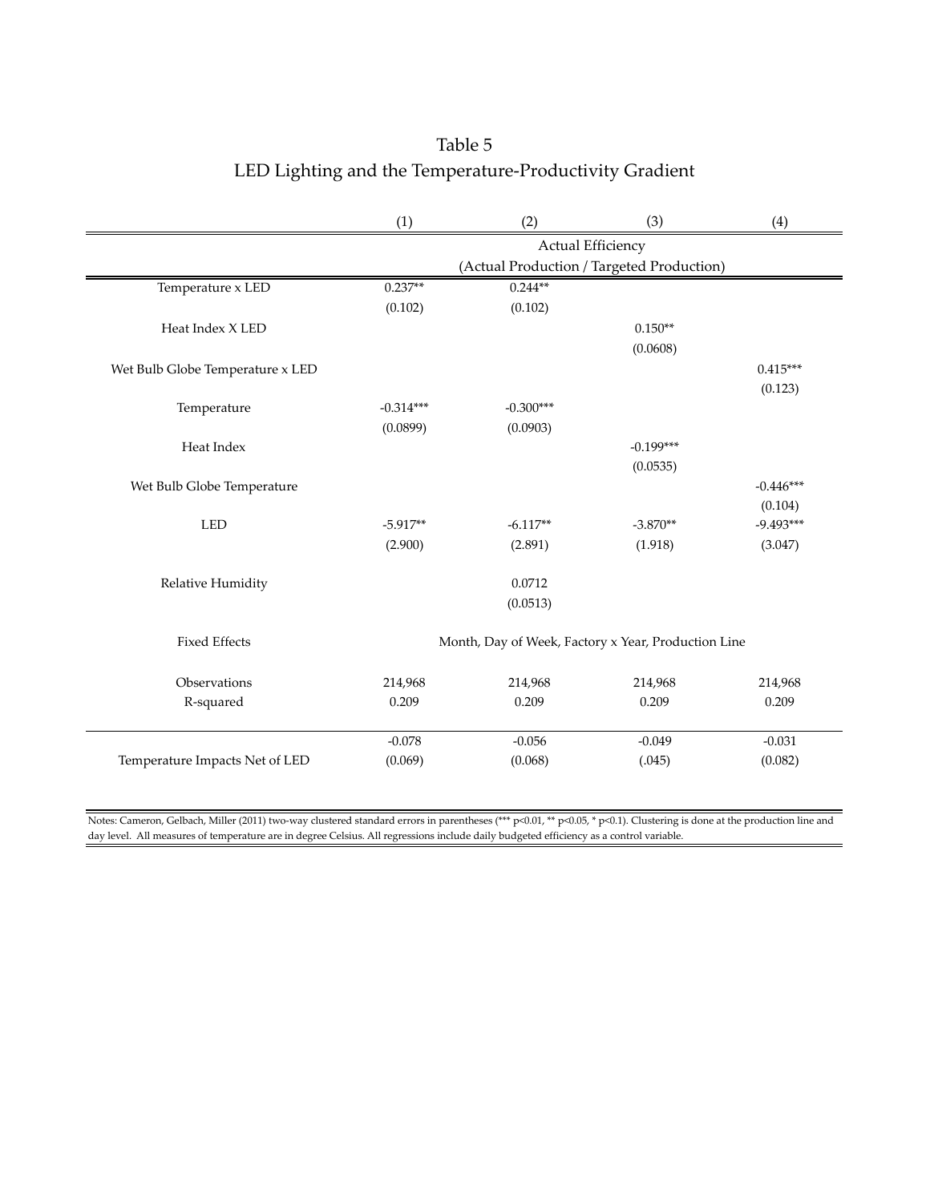# Table 5
## LED Lighting and the Temperature-Productivity Gradient

| | (1) | (2) | (3) | (4) |
|---|---|---|---|---|
| | Actual Efficiency (Actual Production / Targeted Production) | | | |
| Temperature x LED | 0.237** | 0.244** | | |
| | (0.102) | (0.102) | | |
| Heat Index X LED | | | 0.150** | |
| | | | (0.0608) | |
| Wet Bulb Globe Temperature x LED | | | | 0.415*** |
| | | | | (0.123) |
| Temperature | -0.314*** | -0.300*** | | |
| | (0.0899) | (0.0903) | | |
| Heat Index | | | -0.199*** | |
| | | | (0.0535) | |
| Wet Bulb Globe Temperature | | | | -0.446*** |
| | | | | (0.104) |
| LED | -5.917** | -6.117** | -3.870** | -9.493*** |
| | (2.900) | (2.891) | (1.918) | (3.047) |
| Relative Humidity | | 0.0712 | | |
| | | (0.0513) | | |
| Fixed Effects | Month, Day of Week, Factory x Year, Production Line | | | |
| Observations | 214,968 | 214,968 | 214,968 | 214,968 |
| R-squared | 0.209 | 0.209 | 0.209 | 0.209 |
| Temperature Impacts Net of LED | -0.078 | -0.056 | -0.049 | -0.031 |
| | (0.069) | (0.068) | (.045) | (0.082) |

Notes: Cameron, Gelbach, Miller (2011) two-way clustered standard errors in parentheses (*** p<0.01, ** p<0.05, * p<0.1). Clustering is done at the production line and day level. All measures of temperature are in degree Celsius. All regressions include daily budgeted efficiency as a control variable.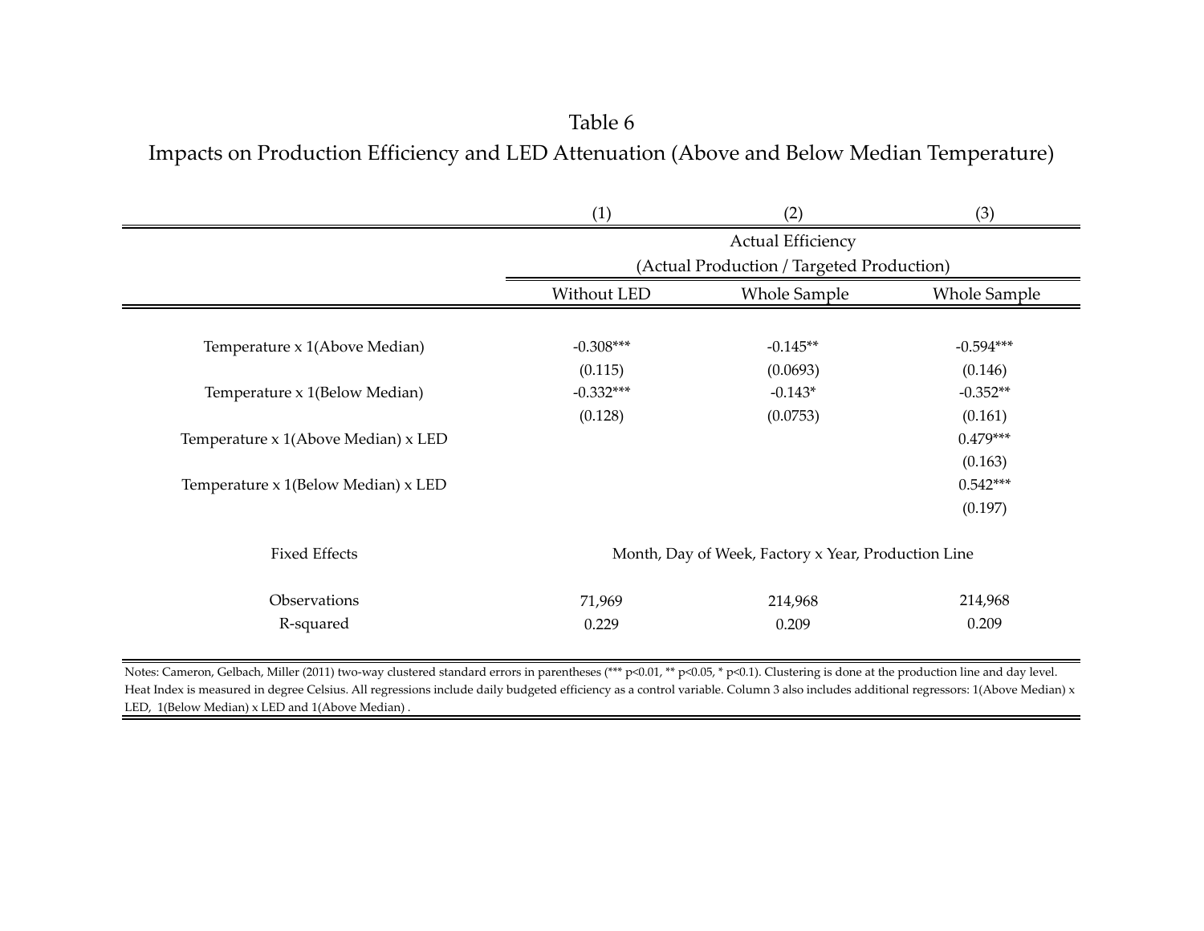Table 6

Impacts on Production Efficiency and LED Attenuation (Above and Below Median Temperature)

| | (1) | (2) | (3) |
|---|---|---|---|
| | Actual Efficiency (Actual Production / Targeted Production) | | |
| | Without LED | Whole Sample | Whole Sample |
| Temperature x 1(Above Median) | -0.308*** | -0.145** | -0.594*** |
| | (0.115) | (0.0693) | (0.146) |
| Temperature x 1(Below Median) | -0.332*** | -0.143* | -0.352** |
| | (0.128) | (0.0753) | (0.161) |
| Temperature x 1(Above Median) x LED | | | 0.479*** |
| | | | (0.163) |
| Temperature x 1(Below Median) x LED | | | 0.542*** |
| | | | (0.197) |
| Fixed Effects | Month, Day of Week, Factory x Year, Production Line | | |
| Observations | 71,969 | 214,968 | 214,968 |
| R-squared | 0.229 | 0.209 | 0.209 |

Notes: Cameron, Gelbach, Miller (2011) two-way clustered standard errors in parentheses (*** p<0.01, ** p<0.05, * p<0.1). Clustering is done at the production line and day level. Heat Index is measured in degree Celsius. All regressions include daily budgeted efficiency as a control variable. Column 3 also includes additional regressors: 1(Above Median) x LED, 1(Below Median) x LED and 1(Above Median) .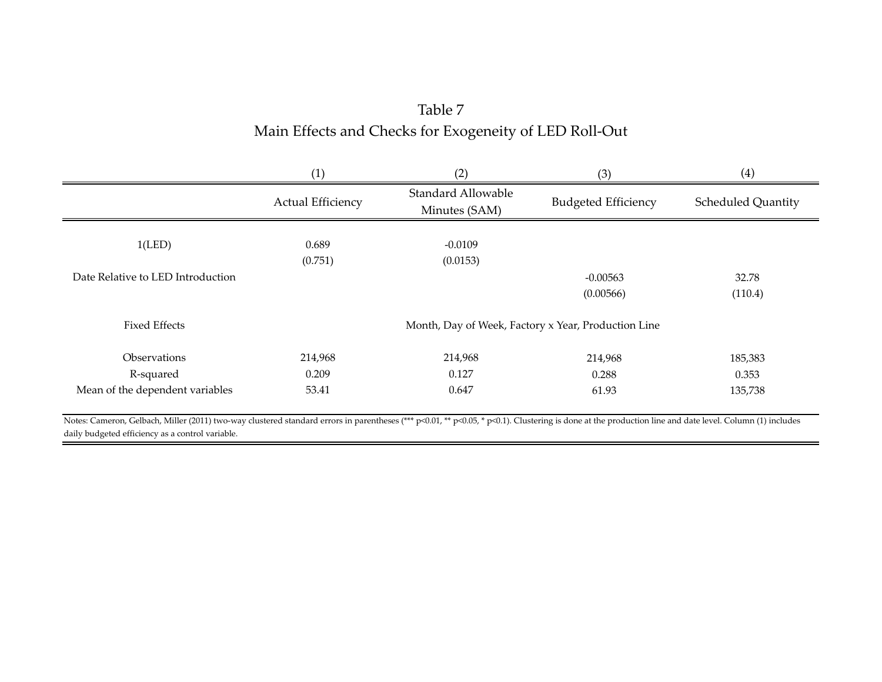# Table 7

## Main Effects and Checks for Exogeneity of LED Roll-Out

| | (1) | (2) | (3) | (4) |
|---|---|---|---|---|
| | Actual Efficiency | Standard Allowable Minutes (SAM) | Budgeted Efficiency | Scheduled Quantity |
| 1(LED) | 0.689 | -0.0109 | | |
| | (0.751) | (0.0153) | | |
| Date Relative to LED Introduction | | | -0.00563 | 32.78 |
| | | | (0.00566) | (110.4) |
| Fixed Effects | Month, Day of Week, Factory x Year, Production Line | | | |
| Observations | 214,968 | 214,968 | 214,968 | 185,383 |
| R-squared | 0.209 | 0.127 | 0.288 | 0.353 |
| Mean of the dependent variables | 53.41 | 0.647 | 61.93 | 135,738 |

Notes: Cameron, Gelbach, Miller (2011) two-way clustered standard errors in parentheses (*** p<0.01, ** p<0.05, * p<0.1). Clustering is done at the production line and date level. Column (1) includes daily budgeted efficiency as a control variable.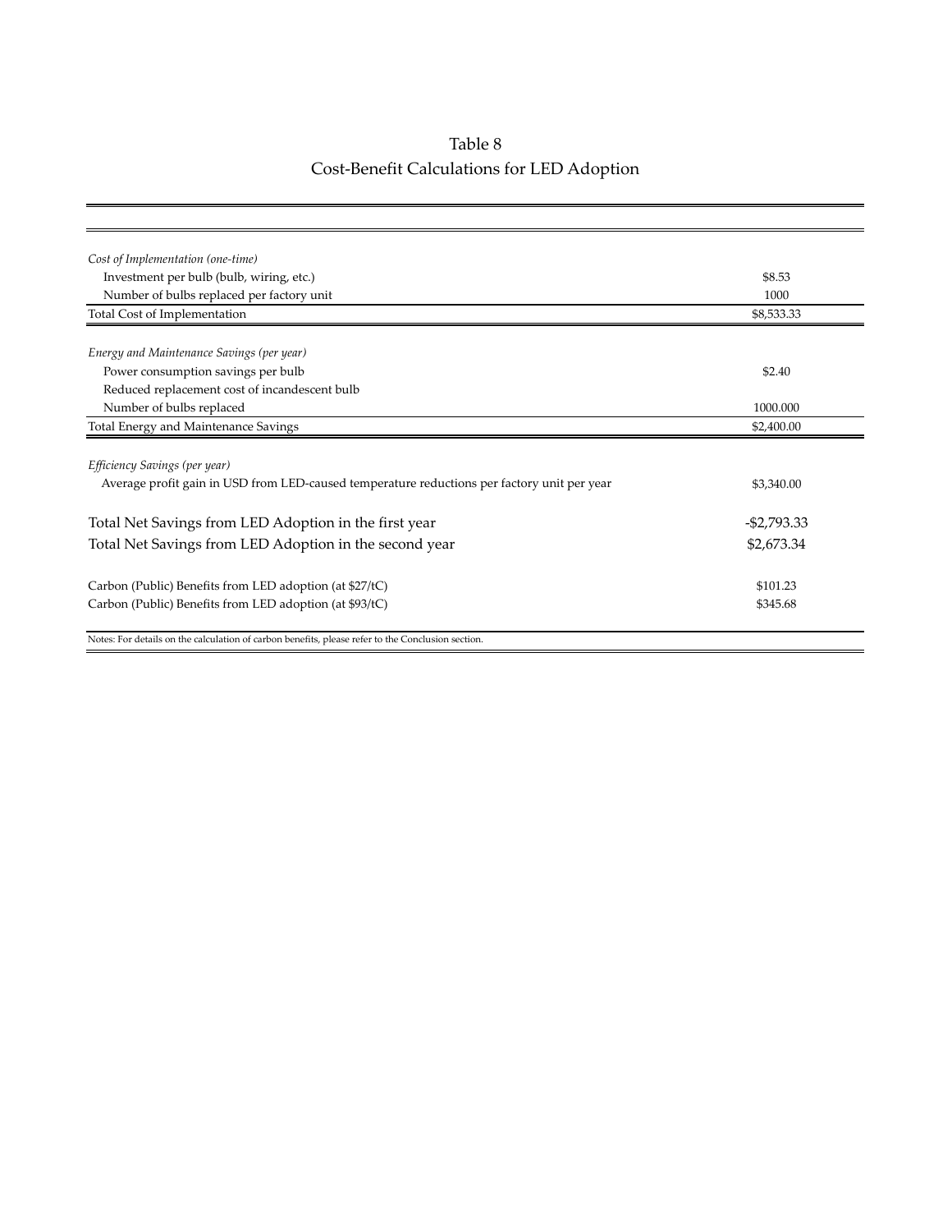Table 8

Cost-Benefit Calculations for LED Adoption

| | |
|---|---|
| *Cost of Implementation (one-time)* | |
| Investment per bulb (bulb, wiring, etc.) | \$8.53 |
| Number of bulbs replaced per factory unit | 1000 |
| Total Cost of Implementation | \$8,533.33 |
| | |
| *Energy and Maintenance Savings (per year)* | |
| Power consumption savings per bulb | \$2.40 |
| Reduced replacement cost of incandescent bulb | |
| Number of bulbs replaced | 1000.000 |
| Total Energy and Maintenance Savings | \$2,400.00 |
| | |
| *Efficiency Savings (per year)* | |
| Average profit gain in USD from LED-caused temperature reductions per factory unit per year | \$3,340.00 |
| | |
| Total Net Savings from LED Adoption in the first year | -\$2,793.33 |
| Total Net Savings from LED Adoption in the second year | \$2,673.34 |
| | |
| Carbon (Public) Benefits from LED adoption (at \$27/tC) | \$101.23 |
| Carbon (Public) Benefits from LED adoption (at \$93/tC) | \$345.68 |

Notes: For details on the calculation of carbon benefits, please refer to the Conclusion section.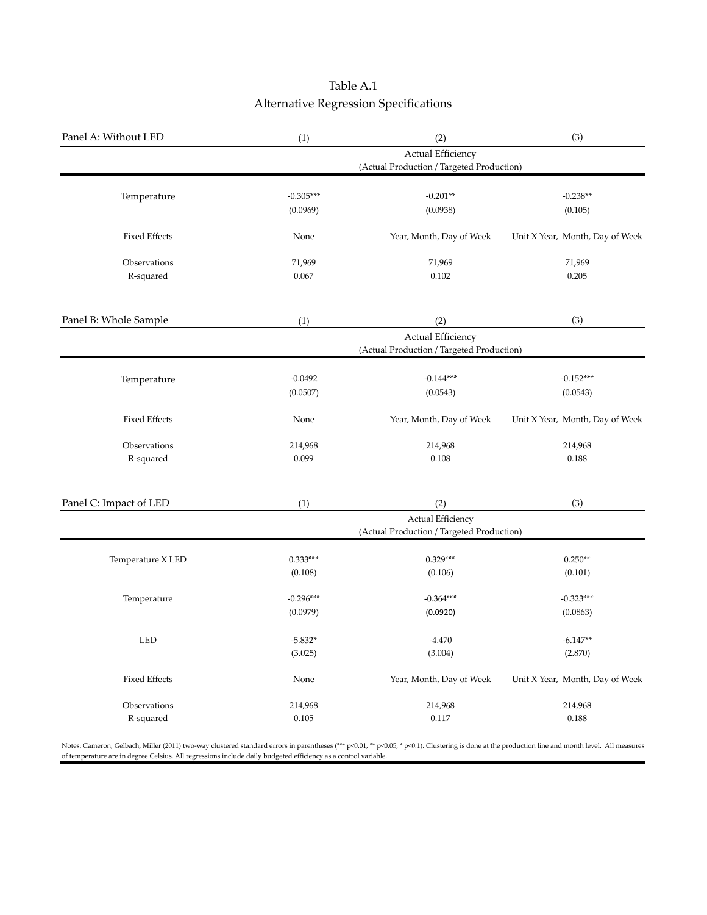# Table A.1
## Alternative Regression Specifications

| Panel A: Without LED | (1) | (2) | (3) |
|---|---|---|---|
| | | Actual Efficiency (Actual Production / Targeted Production) | |
| Temperature | -0.305*** | -0.201** | -0.238** |
| | (0.0969) | (0.0938) | (0.105) |
| Fixed Effects | None | Year, Month, Day of Week | Unit X Year, Month, Day of Week |
| Observations | 71,969 | 71,969 | 71,969 |
| R-squared | 0.067 | 0.102 | 0.205 |

| Panel B: Whole Sample | (1) | (2) | (3) |
|---|---|---|---|
| | | Actual Efficiency (Actual Production / Targeted Production) | |
| Temperature | -0.0492 | -0.144*** | -0.152*** |
| | (0.0507) | (0.0543) | (0.0543) |
| Fixed Effects | None | Year, Month, Day of Week | Unit X Year, Month, Day of Week |
| Observations | 214,968 | 214,968 | 214,968 |
| R-squared | 0.099 | 0.108 | 0.188 |

| Panel C: Impact of LED | (1) | (2) | (3) |
|---|---|---|---|
| | | Actual Efficiency (Actual Production / Targeted Production) | |
| Temperature X LED | 0.333*** | 0.329*** | 0.250** |
| | (0.108) | (0.106) | (0.101) |
| Temperature | -0.296*** | -0.364*** | -0.323*** |
| | (0.0979) | (0.0920) | (0.0863) |
| LED | -5.832* | -4.470 | -6.147** |
| | (3.025) | (3.004) | (2.870) |
| Fixed Effects | None | Year, Month, Day of Week | Unit X Year, Month, Day of Week |
| Observations | 214,968 | 214,968 | 214,968 |
| R-squared | 0.105 | 0.117 | 0.188 |

Notes: Cameron, Gelbach, Miller (2011) two-way clustered standard errors in parentheses (*** p<0.01, ** p<0.05, * p<0.1). Clustering is done at the production line and month level. All measures of temperature are in degree Celsius. All regressions include daily budgeted efficiency as a control variable.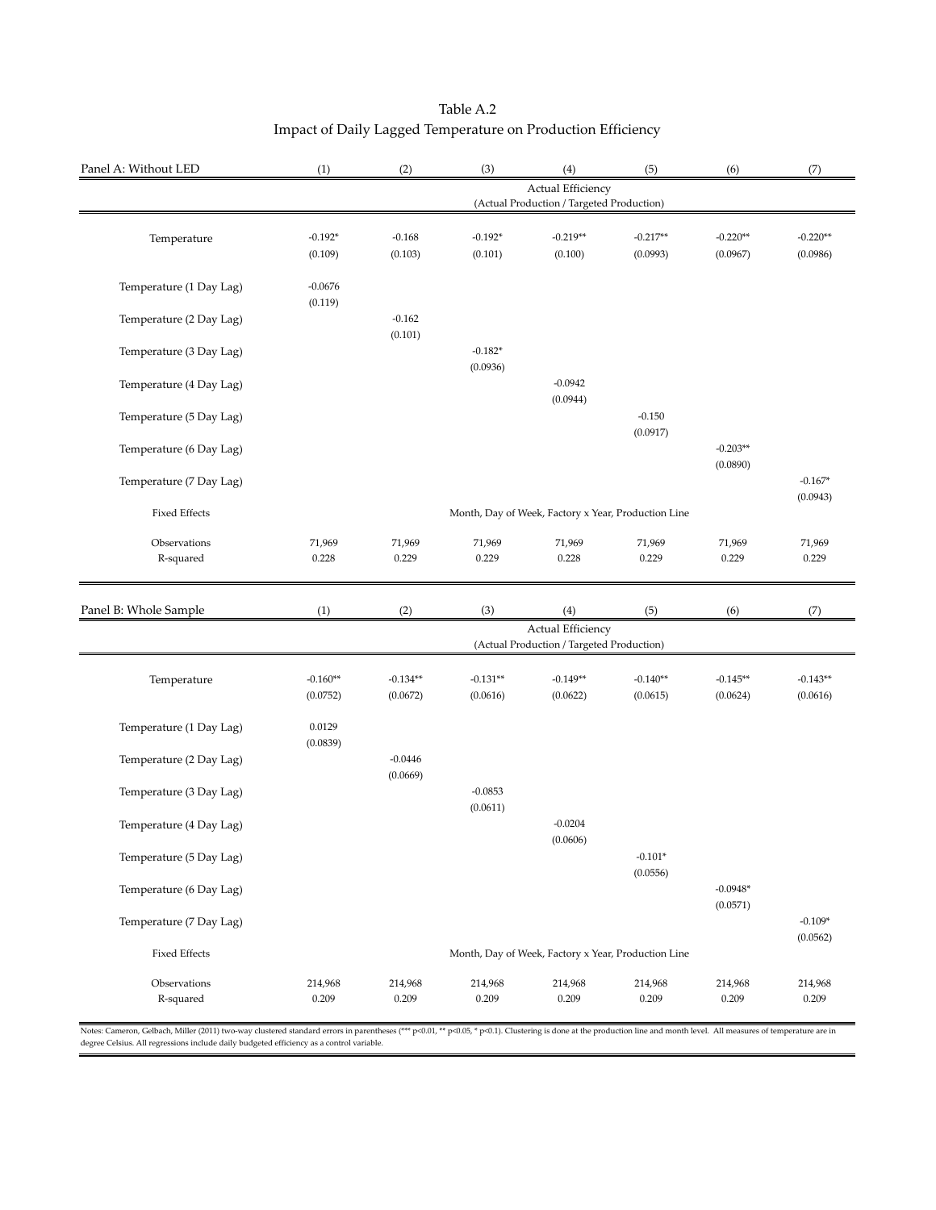Table A.2

Impact of Daily Lagged Temperature on Production Efficiency

| Panel A: Without LED | (1) | (2) | (3) | (4) | (5) | (6) | (7) |
|---|---|---|---|---|---|---|---|
| | Actual Efficiency (Actual Production / Targeted Production) | | | | | | |
| Temperature | -0.192* | -0.168 | -0.192* | -0.219** | -0.217** | -0.220** | -0.220** |
| | (0.109) | (0.103) | (0.101) | (0.100) | (0.0993) | (0.0967) | (0.0986) |
| Temperature (1 Day Lag) | -0.0676 | | | | | | |
| | (0.119) | | | | | | |
| Temperature (2 Day Lag) | | -0.162 | | | | | |
| | | (0.101) | | | | | |
| Temperature (3 Day Lag) | | | -0.182* | | | | |
| | | | (0.0936) | | | | |
| Temperature (4 Day Lag) | | | | -0.0942 | | | |
| | | | | (0.0944) | | | |
| Temperature (5 Day Lag) | | | | | -0.150 | | |
| | | | | | (0.0917) | | |
| Temperature (6 Day Lag) | | | | | | -0.203** | |
| | | | | | | (0.0890) | |
| Temperature (7 Day Lag) | | | | | | | -0.167* |
| | | | | | | | (0.0943) |
| Fixed Effects | Month, Day of Week, Factory x Year, Production Line | | | | | | |
| Observations | 71,969 | 71,969 | 71,969 | 71,969 | 71,969 | 71,969 | 71,969 |
| R-squared | 0.228 | 0.229 | 0.229 | 0.228 | 0.229 | 0.229 | 0.229 |

| Panel B: Whole Sample | (1) | (2) | (3) | (4) | (5) | (6) | (7) |
|---|---|---|---|---|---|---|---|
| | Actual Efficiency (Actual Production / Targeted Production) | | | | | | |
| Temperature | -0.160** | -0.134** | -0.131** | -0.149** | -0.140** | -0.145** | -0.143** |
| | (0.0752) | (0.0672) | (0.0616) | (0.0622) | (0.0615) | (0.0624) | (0.0616) |
| Temperature (1 Day Lag) | 0.0129 | | | | | | |
| | (0.0839) | | | | | | |
| Temperature (2 Day Lag) | | -0.0446 | | | | | |
| | | (0.0669) | | | | | |
| Temperature (3 Day Lag) | | | -0.0853 | | | | |
| | | | (0.0611) | | | | |
| Temperature (4 Day Lag) | | | | -0.0204 | | | |
| | | | | (0.0606) | | | |
| Temperature (5 Day Lag) | | | | | -0.101* | | |
| | | | | | (0.0556) | | |
| Temperature (6 Day Lag) | | | | | | -0.0948* | |
| | | | | | | (0.0571) | |
| Temperature (7 Day Lag) | | | | | | | -0.109* |
| | | | | | | | (0.0562) |
| Fixed Effects | Month, Day of Week, Factory x Year, Production Line | | | | | | |
| Observations | 214,968 | 214,968 | 214,968 | 214,968 | 214,968 | 214,968 | 214,968 |
| R-squared | 0.209 | 0.209 | 0.209 | 0.209 | 0.209 | 0.209 | 0.209 |

Notes: Cameron, Gelbach, Miller (2011) two-way clustered standard errors in parentheses (*** p<0.01, ** p<0.05, * p<0.1). Clustering is done at the production line and month level. All measures of temperature are in degree Celsius. All regressions include daily budgeted efficiency as a control variable.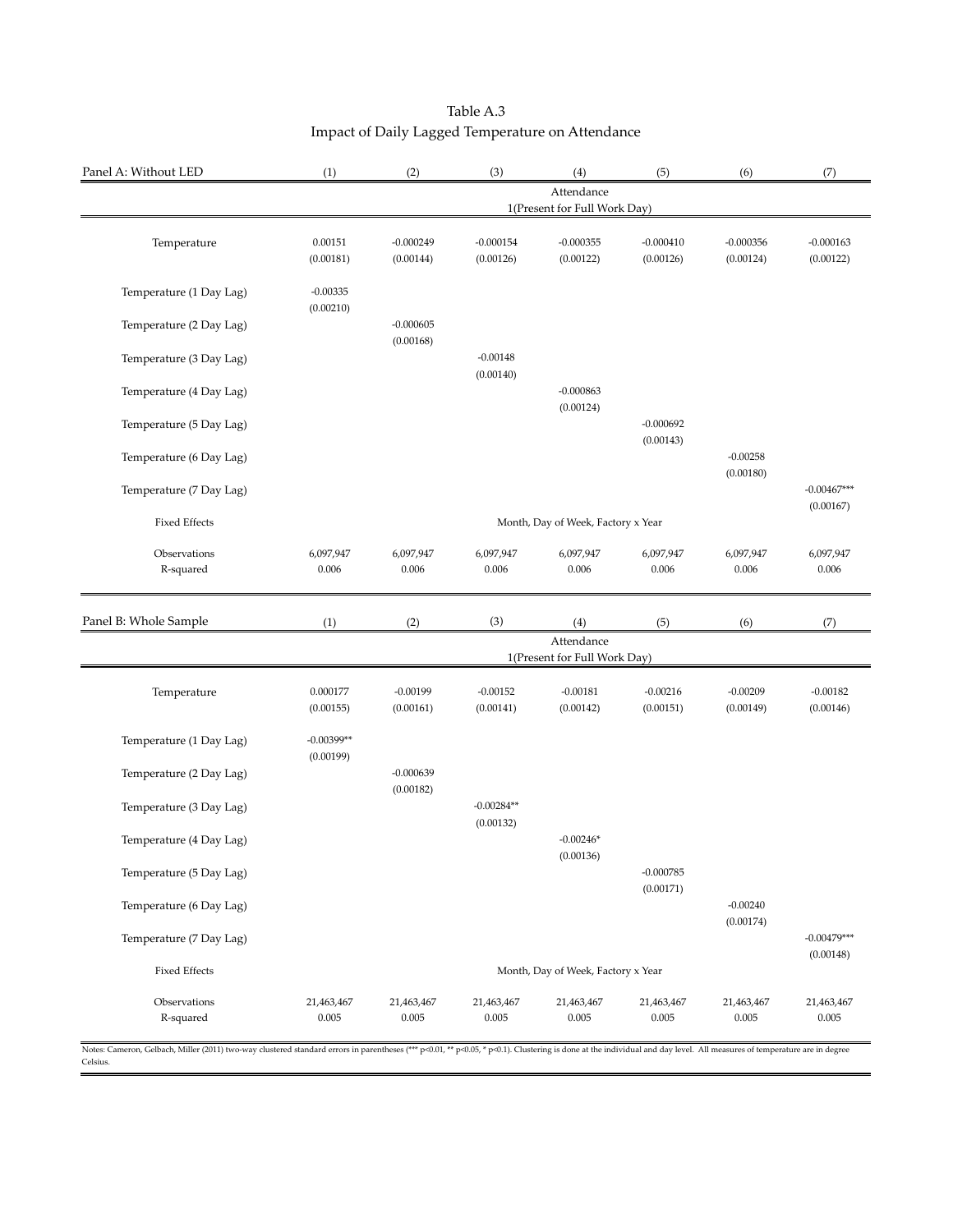# Table A.3
## Impact of Daily Lagged Temperature on Attendance

| Panel A: Without LED | (1) | (2) | (3) | (4) | (5) | (6) | (7) |
|---|---|---|---|---|---|---|---|
| | Attendance 1(Present for Full Work Day) | | | | | | |
| Temperature | 0.00151 | -0.000249 | -0.000154 | -0.000355 | -0.000410 | -0.000356 | -0.000163 |
| | (0.00181) | (0.00144) | (0.00126) | (0.00122) | (0.00126) | (0.00124) | (0.00122) |
| Temperature (1 Day Lag) | -0.00335 | | | | | | |
| | (0.00210) | | | | | | |
| Temperature (2 Day Lag) | | -0.000605 | | | | | |
| | | (0.00168) | | | | | |
| Temperature (3 Day Lag) | | | -0.00148 | | | | |
| | | | (0.00140) | | | | |
| Temperature (4 Day Lag) | | | | -0.000863 | | | |
| | | | | (0.00124) | | | |
| Temperature (5 Day Lag) | | | | | -0.000692 | | |
| | | | | | (0.00143) | | |
| Temperature (6 Day Lag) | | | | | | -0.00258 | |
| | | | | | | (0.00180) | |
| Temperature (7 Day Lag) | | | | | | | -0.00467*** |
| | | | | | | | (0.00167) |
| Fixed Effects | Month, Day of Week, Factory x Year | | | | | | |
| Observations | 6,097,947 | 6,097,947 | 6,097,947 | 6,097,947 | 6,097,947 | 6,097,947 | 6,097,947 |
| R-squared | 0.006 | 0.006 | 0.006 | 0.006 | 0.006 | 0.006 | 0.006 |

| Panel B: Whole Sample | (1) | (2) | (3) | (4) | (5) | (6) | (7) |
|---|---|---|---|---|---|---|---|
| | Attendance 1(Present for Full Work Day) | | | | | | |
| Temperature | 0.000177 | -0.00199 | -0.00152 | -0.00181 | -0.00216 | -0.00209 | -0.00182 |
| | (0.00155) | (0.00161) | (0.00141) | (0.00142) | (0.00151) | (0.00149) | (0.00146) |
| Temperature (1 Day Lag) | -0.00399** | | | | | | |
| | (0.00199) | | | | | | |
| Temperature (2 Day Lag) | | -0.000639 | | | | | |
| | | (0.00182) | | | | | |
| Temperature (3 Day Lag) | | | -0.00284** | | | | |
| | | | (0.00132) | | | | |
| Temperature (4 Day Lag) | | | | -0.00246* | | | |
| | | | | (0.00136) | | | |
| Temperature (5 Day Lag) | | | | | -0.000785 | | |
| | | | | | (0.00171) | | |
| Temperature (6 Day Lag) | | | | | | -0.00240 | |
| | | | | | | (0.00174) | |
| Temperature (7 Day Lag) | | | | | | | -0.00479*** |
| | | | | | | | (0.00148) |
| Fixed Effects | Month, Day of Week, Factory x Year | | | | | | |
| Observations | 21,463,467 | 21,463,467 | 21,463,467 | 21,463,467 | 21,463,467 | 21,463,467 | 21,463,467 |
| R-squared | 0.005 | 0.005 | 0.005 | 0.005 | 0.005 | 0.005 | 0.005 |

Notes: Cameron, Gelbach, Miller (2011) two-way clustered standard errors in parentheses (*** p<0.01, ** p<0.05, * p<0.1). Clustering is done at the individual and day level. All measures of temperature are in degree Celsius.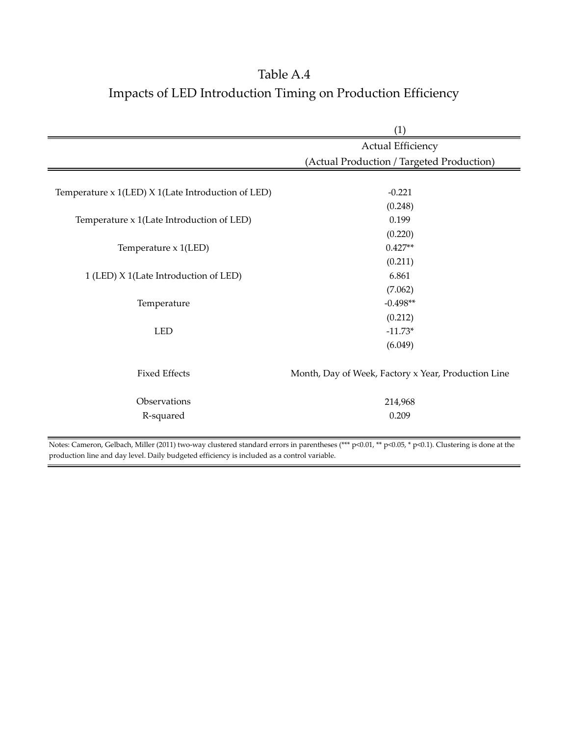# Table A.4

## Impacts of LED Introduction Timing on Production Efficiency

| | (1) |
|---|---|
| | Actual Efficiency (Actual Production / Targeted Production) |
| Temperature x 1(LED) X 1(Late Introduction of LED) | -0.221 |
| | (0.248) |
| Temperature x 1(Late Introduction of LED) | 0.199 |
| | (0.220) |
| Temperature x 1(LED) | 0.427** |
| | (0.211) |
| 1 (LED) X 1(Late Introduction of LED) | 6.861 |
| | (7.062) |
| Temperature | -0.498** |
| | (0.212) |
| LED | -11.73* |
| | (6.049) |
| Fixed Effects | Month, Day of Week, Factory x Year, Production Line |
| Observations | 214,968 |
| R-squared | 0.209 |

Notes: Cameron, Gelbach, Miller (2011) two-way clustered standard errors in parentheses (*** $p<0.01$, ** $p<0.05$, * $p<0.1$). Clustering is done at the production line and day level. Daily budgeted efficiency is included as a control variable.